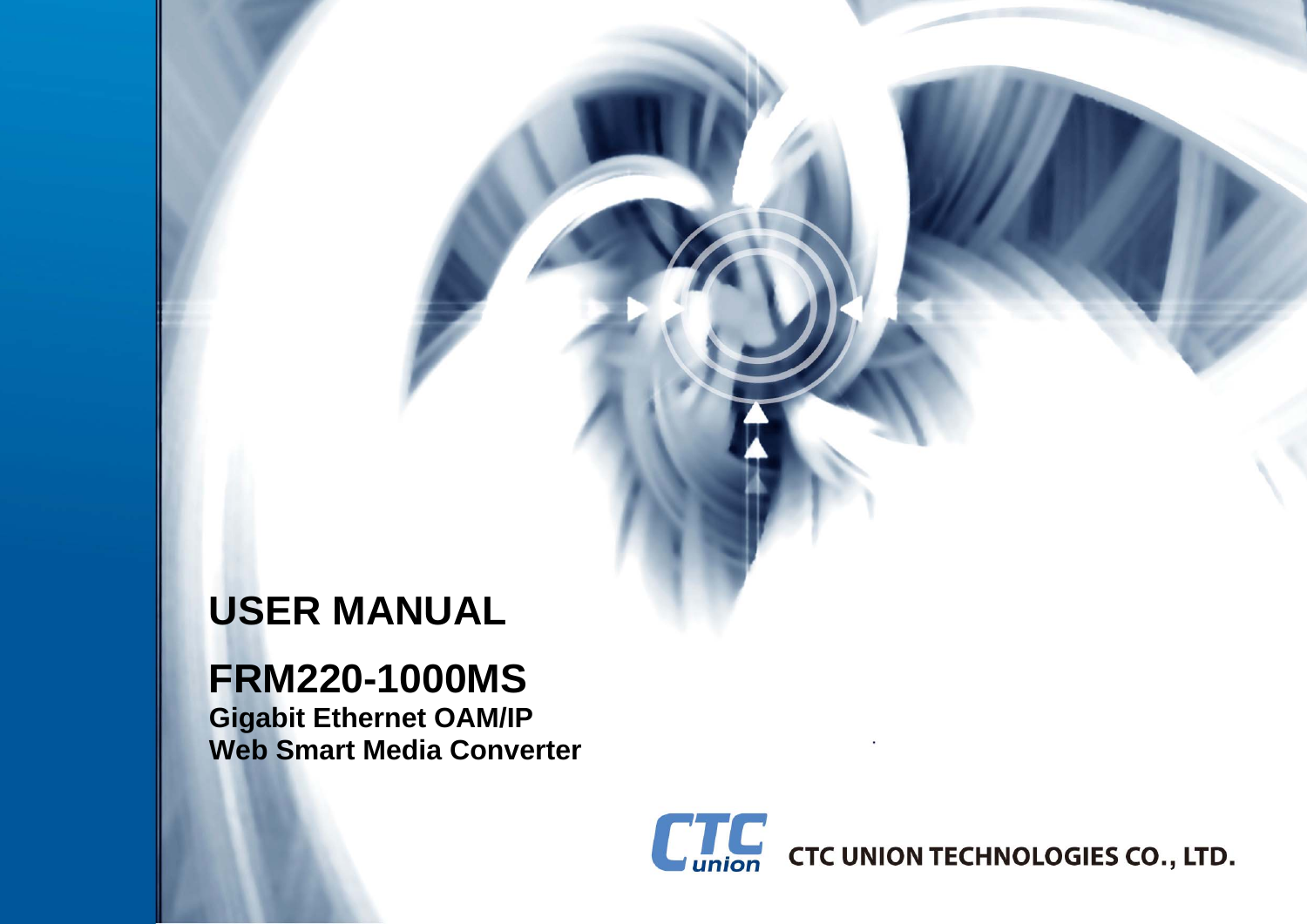# USER MANUAL

## FRM220-1000MS

**Gigabit Ethernet OAM/IP**
**Web Smart Media Converter**

CTC union

CTC UNION TECHNOLOGIES CO., LTD.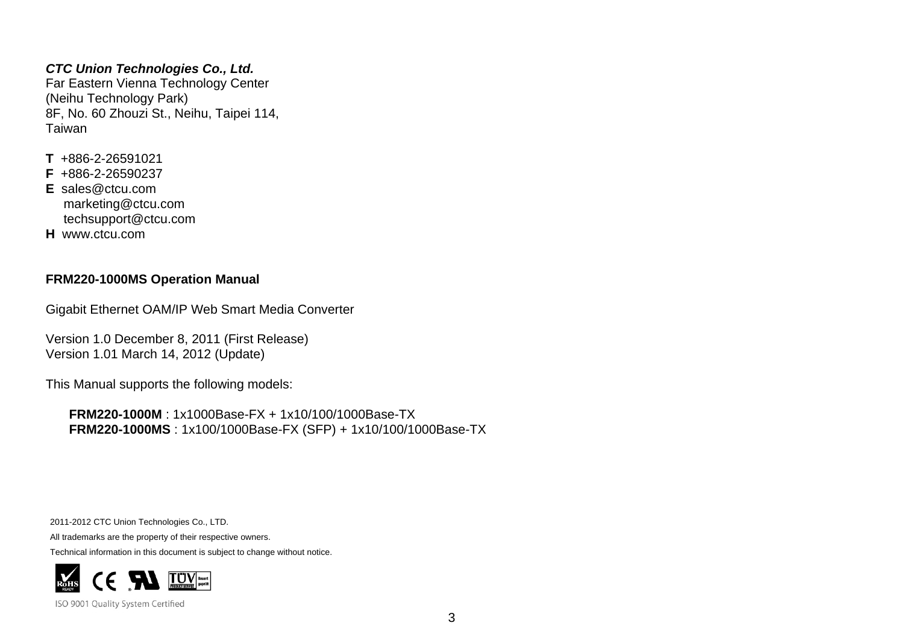***CTC Union Technologies Co., Ltd.***
Far Eastern Vienna Technology Center
(Neihu Technology Park)
8F, No. 60 Zhouzi St., Neihu, Taipei 114,
Taiwan

**T** +886-2-26591021
**F** +886-2-26590237
**E** sales@ctcu.com
marketing@ctcu.com
techsupport@ctcu.com
**H** www.ctcu.com

**FRM220-1000MS Operation Manual**

Gigabit Ethernet OAM/IP Web Smart Media Converter

Version 1.0 December 8, 2011 (First Release)
Version 1.01 March 14, 2012 (Update)

This Manual supports the following models:

**FRM220-1000M** : 1x1000Base-FX + 1x10/100/1000Base-TX
**FRM220-1000MS** : 1x100/1000Base-FX (SFP) + 1x10/100/1000Base-TX

2011-2012 CTC Union Technologies Co., LTD.
All trademarks are the property of their respective owners.
Technical information in this document is subject to change without notice.

ISO 9001 Quality System Certified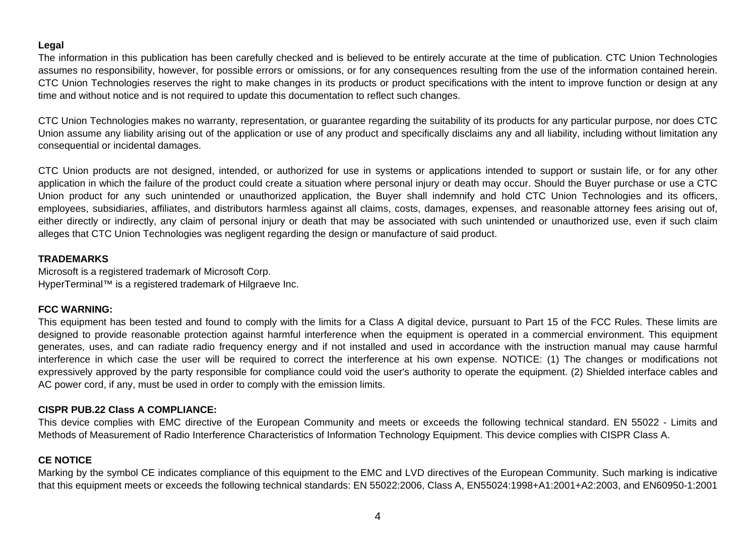**Legal**

The information in this publication has been carefully checked and is believed to be entirely accurate at the time of publication. CTC Union Technologies assumes no responsibility, however, for possible errors or omissions, or for any consequences resulting from the use of the information contained herein. CTC Union Technologies reserves the right to make changes in its products or product specifications with the intent to improve function or design at any time and without notice and is not required to update this documentation to reflect such changes.

CTC Union Technologies makes no warranty, representation, or guarantee regarding the suitability of its products for any particular purpose, nor does CTC Union assume any liability arising out of the application or use of any product and specifically disclaims any and all liability, including without limitation any consequential or incidental damages.

CTC Union products are not designed, intended, or authorized for use in systems or applications intended to support or sustain life, or for any other application in which the failure of the product could create a situation where personal injury or death may occur. Should the Buyer purchase or use a CTC Union product for any such unintended or unauthorized application, the Buyer shall indemnify and hold CTC Union Technologies and its officers, employees, subsidiaries, affiliates, and distributors harmless against all claims, costs, damages, expenses, and reasonable attorney fees arising out of, either directly or indirectly, any claim of personal injury or death that may be associated with such unintended or unauthorized use, even if such claim alleges that CTC Union Technologies was negligent regarding the design or manufacture of said product.

**TRADEMARKS**

Microsoft is a registered trademark of Microsoft Corp.
HyperTerminal™ is a registered trademark of Hilgraeve Inc.

**FCC WARNING:**

This equipment has been tested and found to comply with the limits for a Class A digital device, pursuant to Part 15 of the FCC Rules. These limits are designed to provide reasonable protection against harmful interference when the equipment is operated in a commercial environment. This equipment generates, uses, and can radiate radio frequency energy and if not installed and used in accordance with the instruction manual may cause harmful interference in which case the user will be required to correct the interference at his own expense. NOTICE: (1) The changes or modifications not expressively approved by the party responsible for compliance could void the user's authority to operate the equipment. (2) Shielded interface cables and AC power cord, if any, must be used in order to comply with the emission limits.

**CISPR PUB.22 Class A COMPLIANCE:**

This device complies with EMC directive of the European Community and meets or exceeds the following technical standard. EN 55022 - Limits and Methods of Measurement of Radio Interference Characteristics of Information Technology Equipment. This device complies with CISPR Class A.

**CE NOTICE**

Marking by the symbol CE indicates compliance of this equipment to the EMC and LVD directives of the European Community. Such marking is indicative that this equipment meets or exceeds the following technical standards: EN 55022:2006, Class A, EN55024:1998+A1:2001+A2:2003, and EN60950-1:2001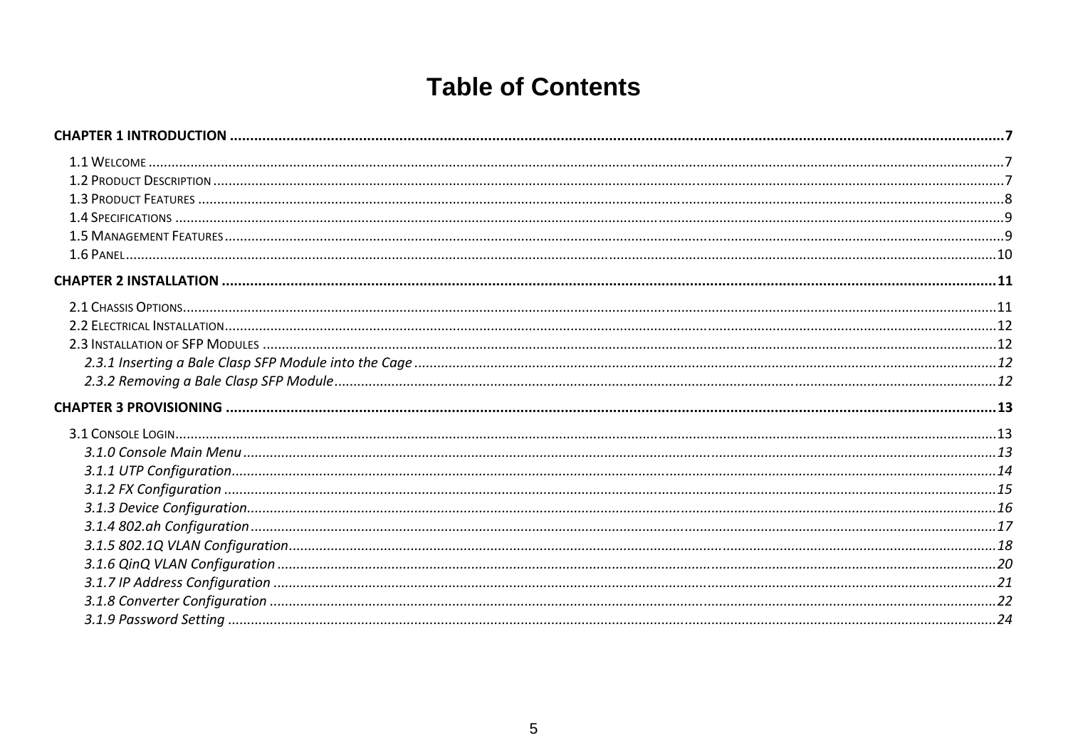# Table of Contents

**CHAPTER 1 INTRODUCTION ........................................................................ 7**

1.1 WELCOME ........................................................................ 7
1.2 PRODUCT DESCRIPTION ........................................................................ 7
1.3 PRODUCT FEATURES ........................................................................ 8
1.4 SPECIFICATIONS ........................................................................ 9
1.5 MANAGEMENT FEATURES ........................................................................ 9
1.6 PANEL ........................................................................ 10

**CHAPTER 2 INSTALLATION ........................................................................ 11**

2.1 CHASSIS OPTIONS ........................................................................ 11
2.2 ELECTRICAL INSTALLATION ........................................................................ 12
2.3 INSTALLATION OF SFP MODULES ........................................................................ 12
*2.3.1 Inserting a Bale Clasp SFP Module into the Cage ........................................................................ 12*
*2.3.2 Removing a Bale Clasp SFP Module ........................................................................ 12*

**CHAPTER 3 PROVISIONING ........................................................................ 13**

3.1 CONSOLE LOGIN ........................................................................ 13
*3.1.0 Console Main Menu ........................................................................ 13*
*3.1.1 UTP Configuration ........................................................................ 14*
*3.1.2 FX Configuration ........................................................................ 15*
*3.1.3 Device Configuration ........................................................................ 16*
*3.1.4 802.ah Configuration ........................................................................ 17*
*3.1.5 802.1Q VLAN Configuration ........................................................................ 18*
*3.1.6 QinQ VLAN Configuration ........................................................................ 20*
*3.1.7 IP Address Configuration ........................................................................ 21*
*3.1.8 Converter Configuration ........................................................................ 22*
*3.1.9 Password Setting ........................................................................ 24*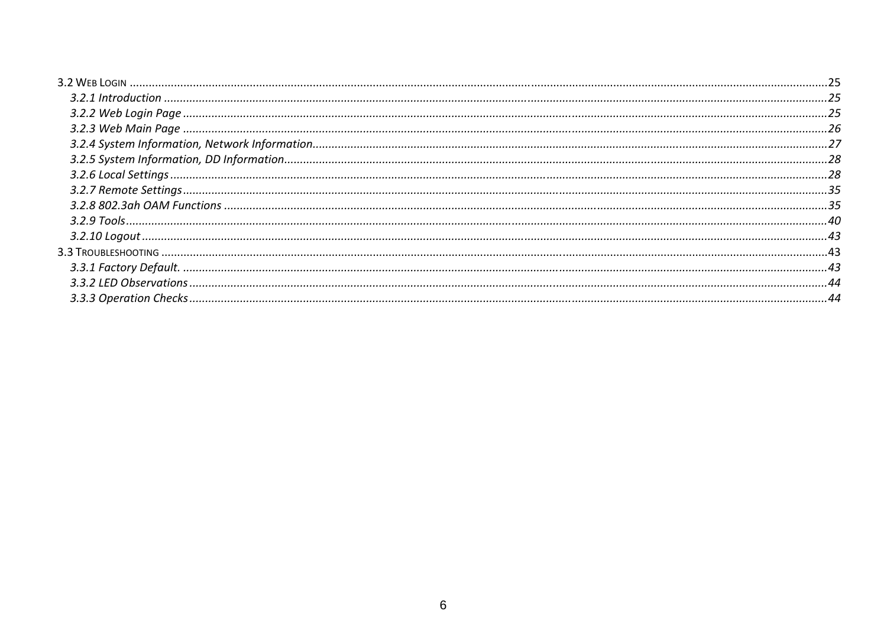3.2 WEB LOGIN ....................................................................................................................................................................................................25

*3.2.1 Introduction* ..............................................................................................................................................................................................*25*

*3.2.2 Web Login Page* .........................................................................................................................................................................................*25*

*3.2.3 Web Main Page* ..........................................................................................................................................................................................*26*

*3.2.4 System Information, Network Information*..................................................................................................................................................*27*

*3.2.5 System Information, DD Information*...........................................................................................................................................................*28*

*3.2.6 Local Settings* ..............................................................................................................................................................................................*28*

*3.2.7 Remote Settings*..........................................................................................................................................................................................*35*

*3.2.8 802.3ah OAM Functions* .............................................................................................................................................................................*35*

*3.2.9 Tools*.............................................................................................................................................................................................................*40*

*3.2.10 Logout* ........................................................................................................................................................................................................*43*

3.3 TROUBLESHOOTING ..........................................................................................................................................................................................43

*3.3.1 Factory Default.* ..........................................................................................................................................................................................*43*

*3.3.2 LED Observations* .......................................................................................................................................................................................*44*

*3.3.3 Operation Checks*........................................................................................................................................................................................*44*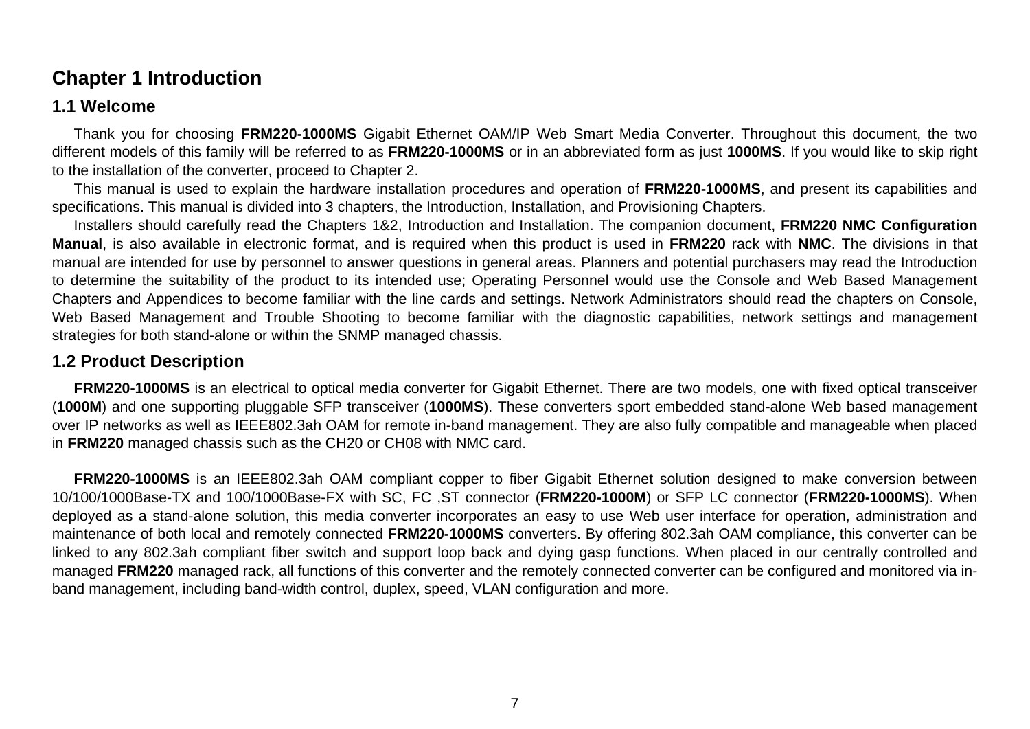# Chapter 1 Introduction

## 1.1 Welcome

Thank you for choosing **FRM220-1000MS** Gigabit Ethernet OAM/IP Web Smart Media Converter. Throughout this document, the two different models of this family will be referred to as **FRM220-1000MS** or in an abbreviated form as just **1000MS**. If you would like to skip right to the installation of the converter, proceed to Chapter 2.

This manual is used to explain the hardware installation procedures and operation of **FRM220-1000MS**, and present its capabilities and specifications. This manual is divided into 3 chapters, the Introduction, Installation, and Provisioning Chapters.

Installers should carefully read the Chapters 1&2, Introduction and Installation. The companion document, **FRM220 NMC Configuration Manual**, is also available in electronic format, and is required when this product is used in **FRM220** rack with **NMC**. The divisions in that manual are intended for use by personnel to answer questions in general areas. Planners and potential purchasers may read the Introduction to determine the suitability of the product to its intended use; Operating Personnel would use the Console and Web Based Management Chapters and Appendices to become familiar with the line cards and settings. Network Administrators should read the chapters on Console, Web Based Management and Trouble Shooting to become familiar with the diagnostic capabilities, network settings and management strategies for both stand-alone or within the SNMP managed chassis.

## 1.2 Product Description

**FRM220-1000MS** is an electrical to optical media converter for Gigabit Ethernet. There are two models, one with fixed optical transceiver (**1000M**) and one supporting pluggable SFP transceiver (**1000MS**). These converters sport embedded stand-alone Web based management over IP networks as well as IEEE802.3ah OAM for remote in-band management. They are also fully compatible and manageable when placed in **FRM220** managed chassis such as the CH20 or CH08 with NMC card.

**FRM220-1000MS** is an IEEE802.3ah OAM compliant copper to fiber Gigabit Ethernet solution designed to make conversion between 10/100/1000Base-TX and 100/1000Base-FX with SC, FC ,ST connector (**FRM220-1000M**) or SFP LC connector (**FRM220-1000MS**). When deployed as a stand-alone solution, this media converter incorporates an easy to use Web user interface for operation, administration and maintenance of both local and remotely connected **FRM220-1000MS** converters. By offering 802.3ah OAM compliance, this converter can be linked to any 802.3ah compliant fiber switch and support loop back and dying gasp functions. When placed in our centrally controlled and managed **FRM220** managed rack, all functions of this converter and the remotely connected converter can be configured and monitored via in-band management, including band-width control, duplex, speed, VLAN configuration and more.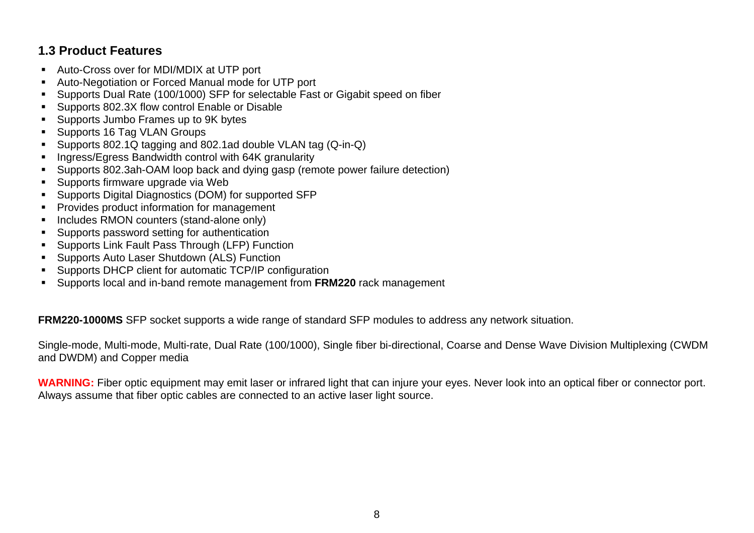### 1.3 Product Features

- Auto-Cross over for MDI/MDIX at UTP port
- Auto-Negotiation or Forced Manual mode for UTP port
- Supports Dual Rate (100/1000) SFP for selectable Fast or Gigabit speed on fiber
- Supports 802.3X flow control Enable or Disable
- Supports Jumbo Frames up to 9K bytes
- Supports 16 Tag VLAN Groups
- Supports 802.1Q tagging and 802.1ad double VLAN tag (Q-in-Q)
- Ingress/Egress Bandwidth control with 64K granularity
- Supports 802.3ah-OAM loop back and dying gasp (remote power failure detection)
- Supports firmware upgrade via Web
- Supports Digital Diagnostics (DOM) for supported SFP
- Provides product information for management
- Includes RMON counters (stand-alone only)
- Supports password setting for authentication
- Supports Link Fault Pass Through (LFP) Function
- Supports Auto Laser Shutdown (ALS) Function
- Supports DHCP client for automatic TCP/IP configuration
- Supports local and in-band remote management from **FRM220** rack management

**FRM220-1000MS** SFP socket supports a wide range of standard SFP modules to address any network situation.

Single-mode, Multi-mode, Multi-rate, Dual Rate (100/1000), Single fiber bi-directional, Coarse and Dense Wave Division Multiplexing (CWDM and DWDM) and Copper media

**WARNING:** Fiber optic equipment may emit laser or infrared light that can injure your eyes. Never look into an optical fiber or connector port. Always assume that fiber optic cables are connected to an active laser light source.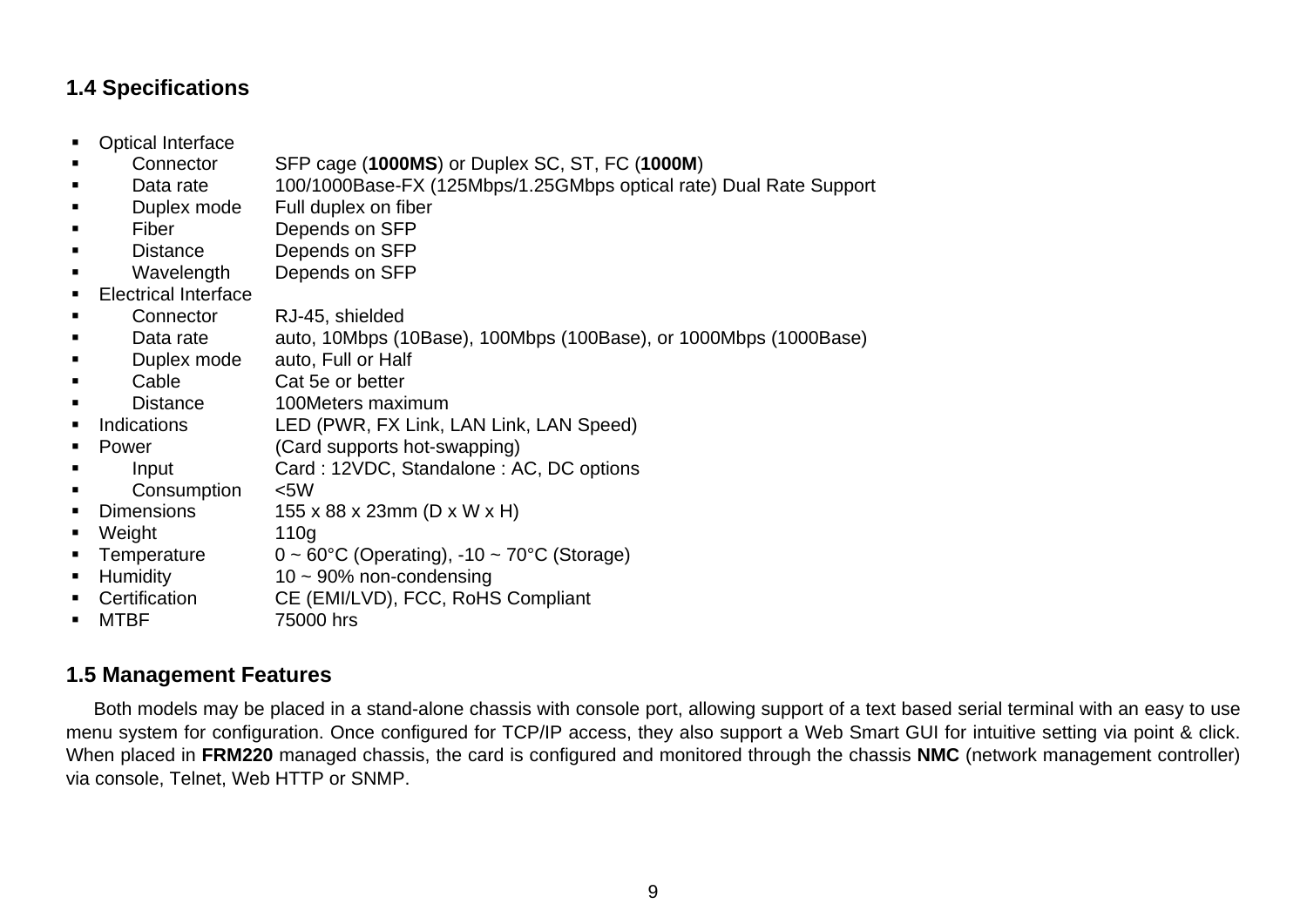## 1.4 Specifications

- Optical Interface
  - Connector SFP cage (**1000MS**) or Duplex SC, ST, FC (**1000M**)
  - Data rate 100/1000Base-FX (125Mbps/1.25GMbps optical rate) Dual Rate Support
  - Duplex mode Full duplex on fiber
  - Fiber Depends on SFP
  - Distance Depends on SFP
  - Wavelength Depends on SFP
- Electrical Interface
  - Connector RJ-45, shielded
  - Data rate auto, 10Mbps (10Base), 100Mbps (100Base), or 1000Mbps (1000Base)
  - Duplex mode auto, Full or Half
  - Cable Cat 5e or better
  - Distance 100Meters maximum
- Indications LED (PWR, FX Link, LAN Link, LAN Speed)
- Power (Card supports hot-swapping)
  - Input Card : 12VDC, Standalone : AC, DC options
  - Consumption <5W
- Dimensions 155 x 88 x 23mm (D x W x H)
- Weight 110g
- Temperature 0 ~ 60°C (Operating), -10 ~ 70°C (Storage)
- Humidity 10 ~ 90% non-condensing
- Certification CE (EMI/LVD), FCC, RoHS Compliant
- MTBF 75000 hrs

## 1.5 Management Features

Both models may be placed in a stand-alone chassis with console port, allowing support of a text based serial terminal with an easy to use menu system for configuration. Once configured for TCP/IP access, they also support a Web Smart GUI for intuitive setting via point & click. When placed in **FRM220** managed chassis, the card is configured and monitored through the chassis **NMC** (network management controller) via console, Telnet, Web HTTP or SNMP.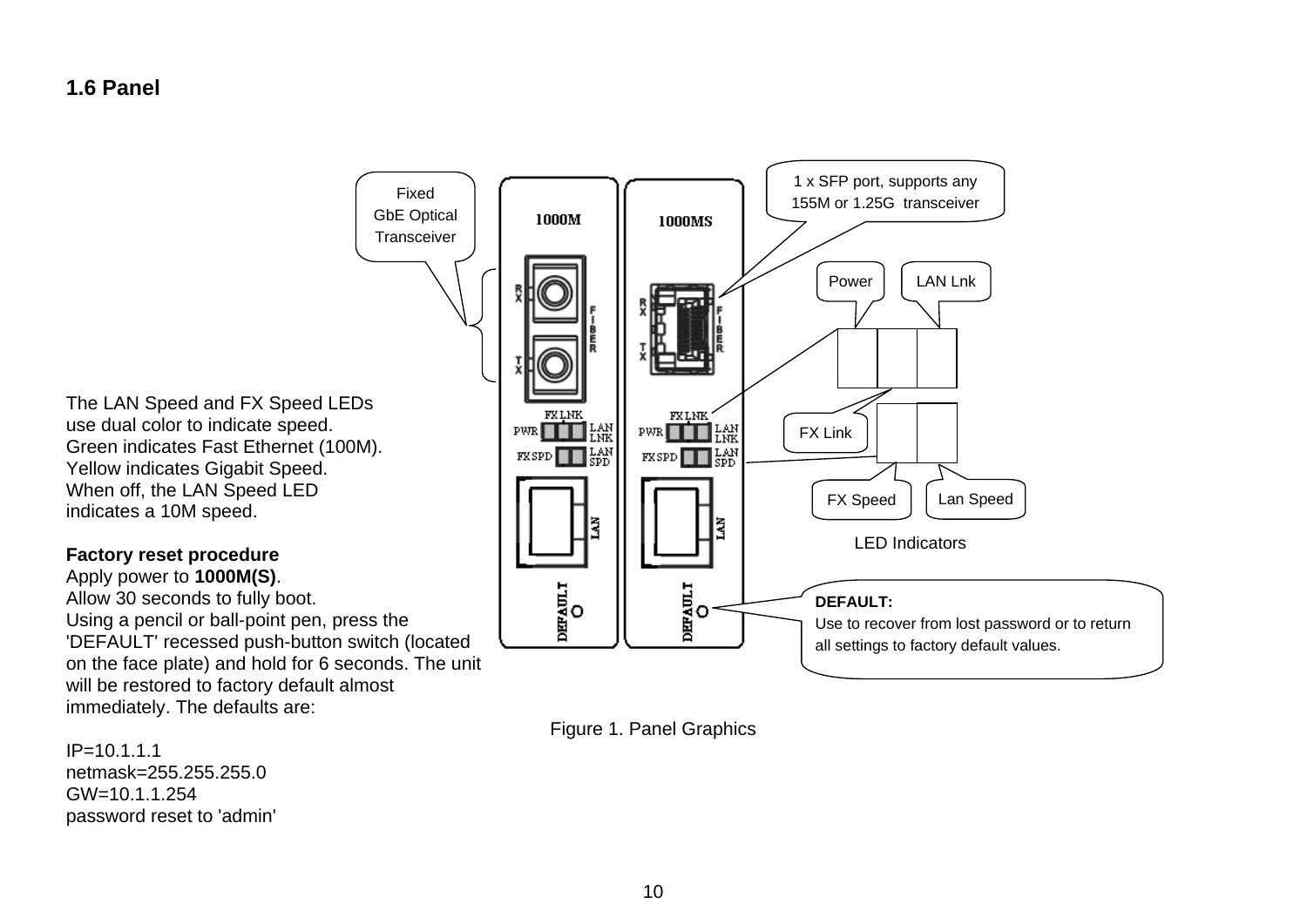## 1.6 Panel

The LAN Speed and FX Speed LEDs use dual color to indicate speed. Green indicates Fast Ethernet (100M). Yellow indicates Gigabit Speed. When off, the LAN Speed LED indicates a 10M speed.

**Factory reset procedure**

Apply power to **1000M(S)**.
Allow 30 seconds to fully boot.
Using a pencil or ball-point pen, press the 'DEFAULT' recessed push-button switch (located on the face plate) and hold for 6 seconds. The unit will be restored to factory default almost immediately. The defaults are:

IP=10.1.1.1
netmask=255.255.255.0
GW=10.1.1.254
password reset to 'admin'

Fixed GbE Optical Transceiver

1 x SFP port, supports any 155M or 1.25G transceiver

Power | LAN Lnk | FX Link | FX Speed | Lan Speed

LED Indicators

**DEFAULT:**
Use to recover from lost password or to return all settings to factory default values.

Figure 1. Panel Graphics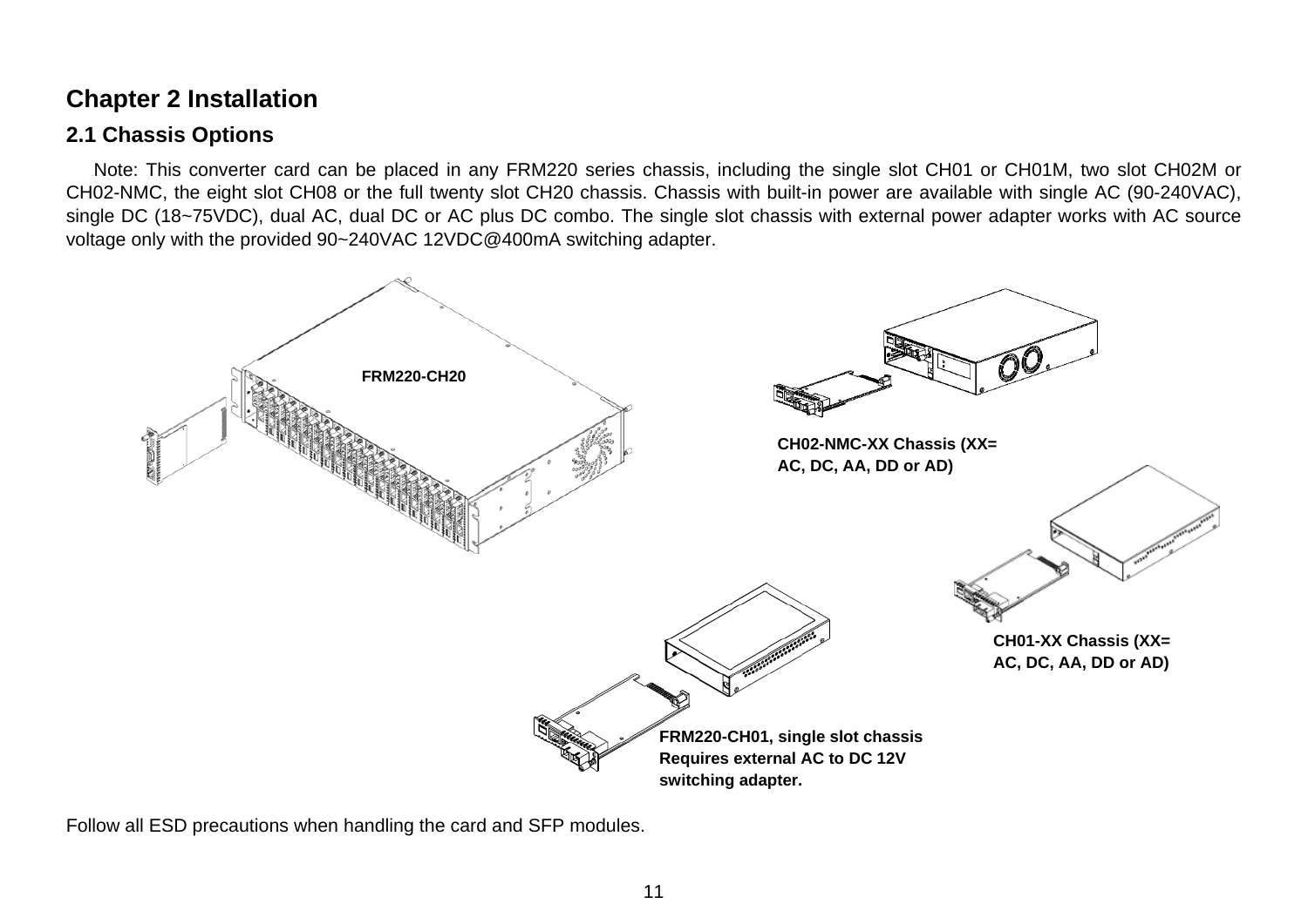# Chapter 2 Installation

## 2.1 Chassis Options

Note: This converter card can be placed in any FRM220 series chassis, including the single slot CH01 or CH01M, two slot CH02M or CH02-NMC, the eight slot CH08 or the full twenty slot CH20 chassis. Chassis with built-in power are available with single AC (90-240VAC), single DC (18~75VDC), dual AC, dual DC or AC plus DC combo. The single slot chassis with external power adapter works with AC source voltage only with the provided 90~240VAC 12VDC@400mA switching adapter.

**FRM220-CH20**

**CH02-NMC-XX Chassis (XX= AC, DC, AA, DD or AD)**

**CH01-XX Chassis (XX= AC, DC, AA, DD or AD)**

**FRM220-CH01, single slot chassis Requires external AC to DC 12V switching adapter.**

Follow all ESD precautions when handling the card and SFP modules.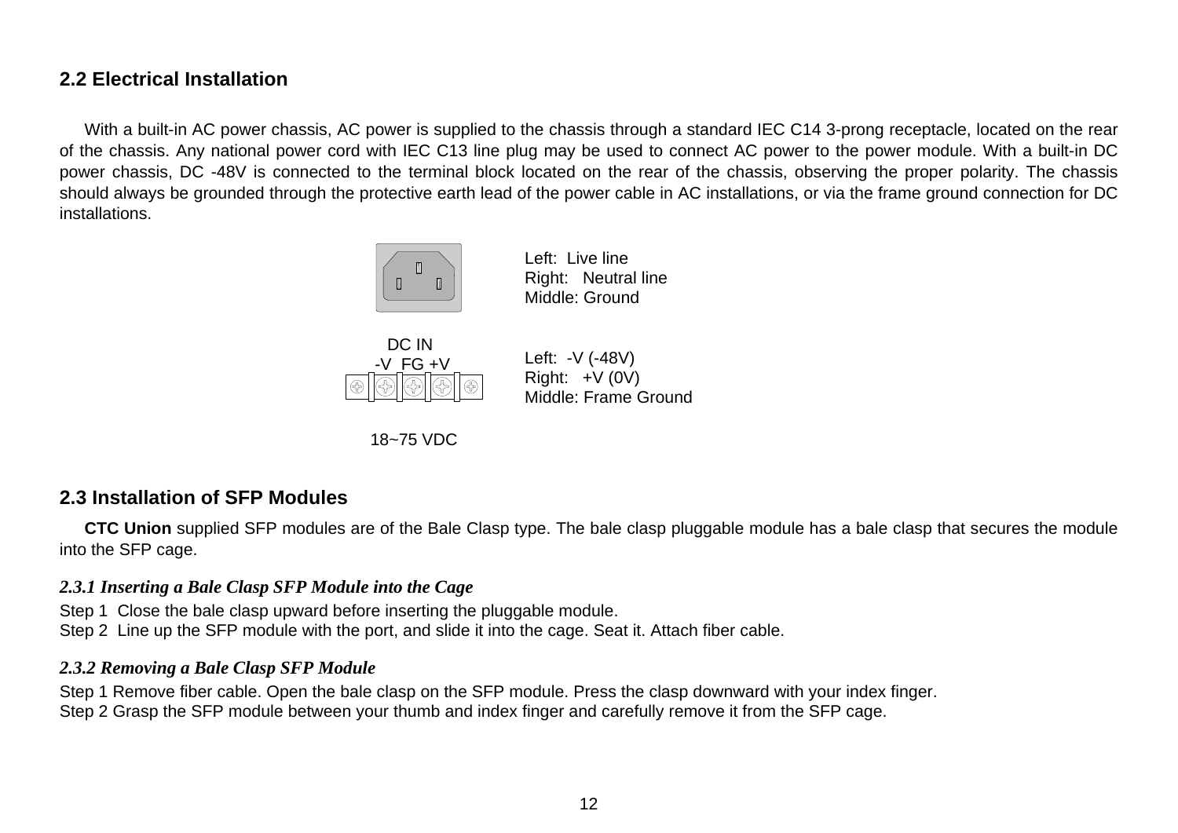## 2.2 Electrical Installation

With a built-in AC power chassis, AC power is supplied to the chassis through a standard IEC C14 3-prong receptacle, located on the rear of the chassis. Any national power cord with IEC C13 line plug may be used to connect AC power to the power module. With a built-in DC power chassis, DC -48V is connected to the terminal block located on the rear of the chassis, observing the proper polarity. The chassis should always be grounded through the protective earth lead of the power cable in AC installations, or via the frame ground connection for DC installations.

Left: Live line
Right: Neutral line
Middle: Ground

DC IN
-V FG +V

Left: -V (-48V)
Right: +V (0V)
Middle: Frame Ground

18~75 VDC

## 2.3 Installation of SFP Modules

**CTC Union** supplied SFP modules are of the Bale Clasp type. The bale clasp pluggable module has a bale clasp that secures the module into the SFP cage.

### *2.3.1 Inserting a Bale Clasp SFP Module into the Cage*

Step 1 Close the bale clasp upward before inserting the pluggable module.
Step 2 Line up the SFP module with the port, and slide it into the cage. Seat it. Attach fiber cable.

### *2.3.2 Removing a Bale Clasp SFP Module*

Step 1 Remove fiber cable. Open the bale clasp on the SFP module. Press the clasp downward with your index finger.
Step 2 Grasp the SFP module between your thumb and index finger and carefully remove it from the SFP cage.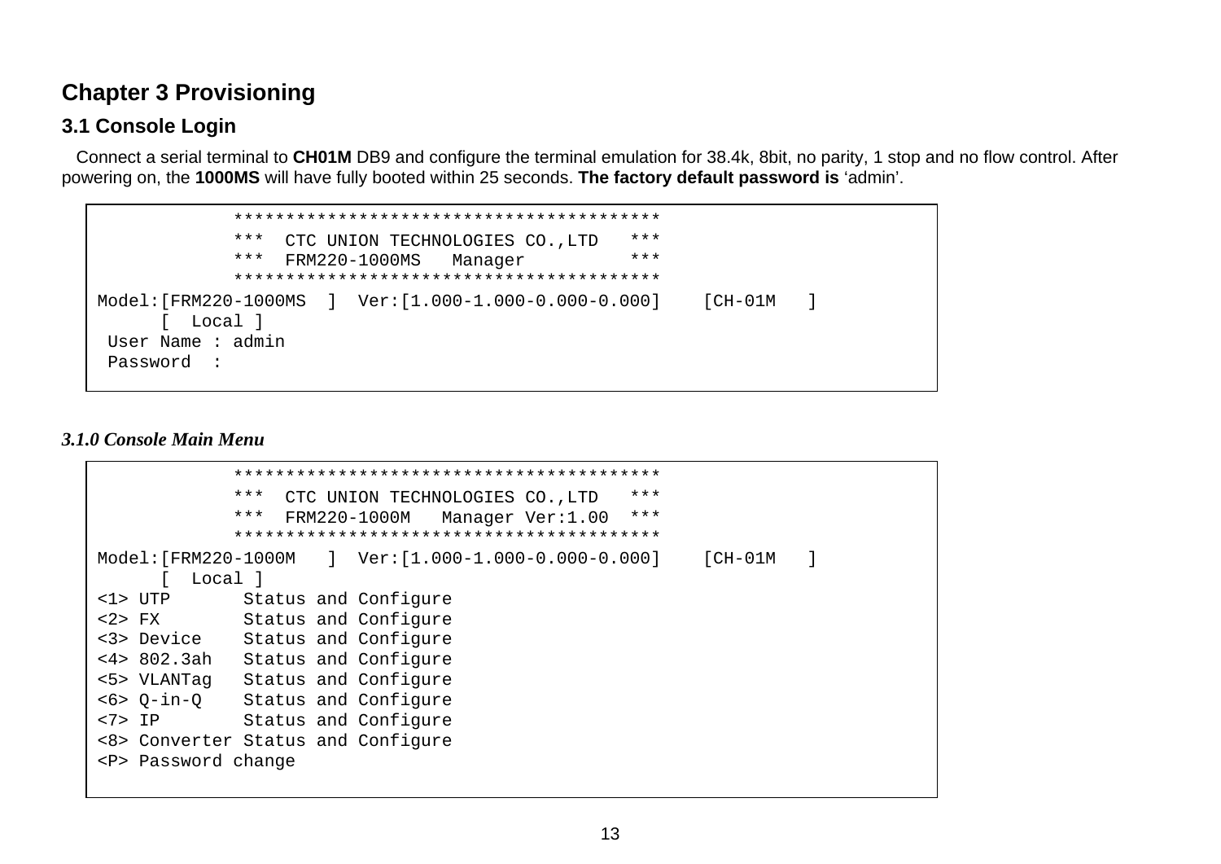# Chapter 3 Provisioning

## 3.1 Console Login

Connect a serial terminal to **CH01M** DB9 and configure the terminal emulation for 38.4k, 8bit, no parity, 1 stop and no flow control. After powering on, the **1000MS** will have fully booted within 25 seconds. **The factory default password is** ‘admin’.

```
             *****************************************
             ***  CTC UNION TECHNOLOGIES CO.,LTD   ***
             ***  FRM220-1000MS   Manager          ***
             *****************************************
Model:[FRM220-1000MS  ]  Ver:[1.000-1.000-0.000-0.000]    [CH-01M   ]
      [  Local ]
 User Name : admin
 Password  :
```

### *3.1.0 Console Main Menu*

```
             *****************************************
             ***  CTC UNION TECHNOLOGIES CO.,LTD   ***
             ***  FRM220-1000M   Manager Ver:1.00  ***
             *****************************************
Model:[FRM220-1000M   ]  Ver:[1.000-1.000-0.000-0.000]    [CH-01M   ]
      [  Local ]
<1> UTP       Status and Configure
<2> FX        Status and Configure
<3> Device    Status and Configure
<4> 802.3ah   Status and Configure
<5> VLANTag   Status and Configure
<6> Q-in-Q    Status and Configure
<7> IP        Status and Configure
<8> Converter Status and Configure
<P> Password change
```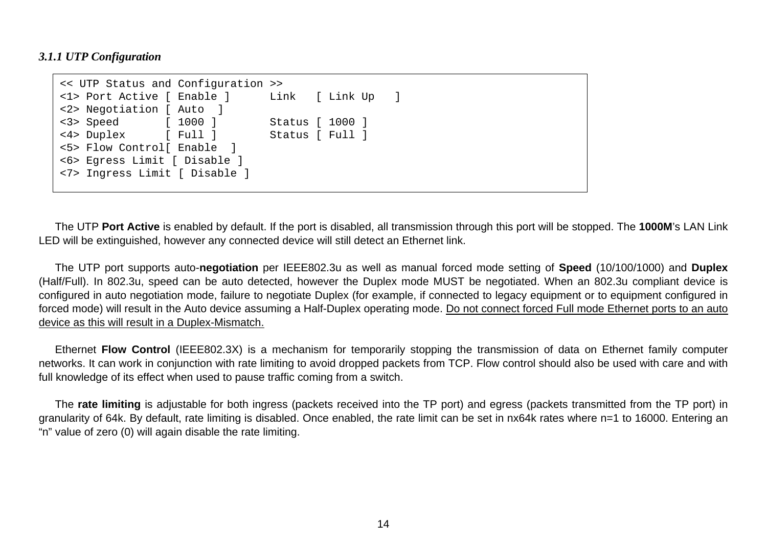### *3.1.1 UTP Configuration*

```
<< UTP Status and Configuration >>
<1> Port Active [ Enable ]      Link   [ Link Up   ]
<2> Negotiation [ Auto  ]
<3> Speed       [ 1000 ]        Status [ 1000 ]
<4> Duplex      [ Full ]        Status [ Full ]
<5> Flow Control[ Enable  ]
<6> Egress Limit [ Disable ]
<7> Ingress Limit [ Disable ]
```

The UTP **Port Active** is enabled by default. If the port is disabled, all transmission through this port will be stopped. The **1000M**'s LAN Link LED will be extinguished, however any connected device will still detect an Ethernet link.

The UTP port supports auto-**negotiation** per IEEE802.3u as well as manual forced mode setting of **Speed** (10/100/1000) and **Duplex** (Half/Full). In 802.3u, speed can be auto detected, however the Duplex mode MUST be negotiated. When an 802.3u compliant device is configured in auto negotiation mode, failure to negotiate Duplex (for example, if connected to legacy equipment or to equipment configured in forced mode) will result in the Auto device assuming a Half-Duplex operating mode. <u>Do not connect forced Full mode Ethernet ports to an auto device as this will result in a Duplex-Mismatch.</u>

Ethernet **Flow Control** (IEEE802.3X) is a mechanism for temporarily stopping the transmission of data on Ethernet family computer networks. It can work in conjunction with rate limiting to avoid dropped packets from TCP. Flow control should also be used with care and with full knowledge of its effect when used to pause traffic coming from a switch.

The **rate limiting** is adjustable for both ingress (packets received into the TP port) and egress (packets transmitted from the TP port) in granularity of 64k. By default, rate limiting is disabled. Once enabled, the rate limit can be set in nx64k rates where n=1 to 16000. Entering an "n" value of zero (0) will again disable the rate limiting.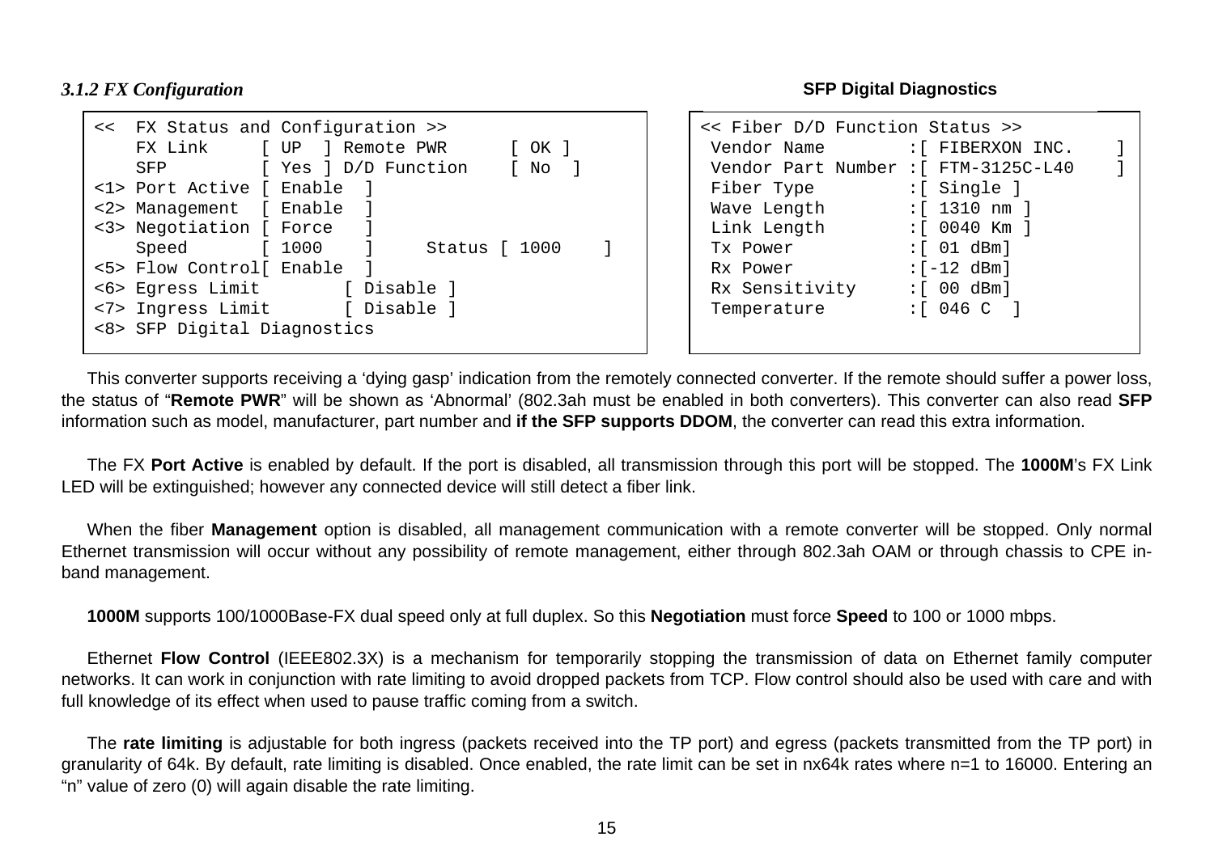### *3.1.2 FX Configuration*

```
<<  FX Status and Configuration >>
    FX Link     [ UP  ] Remote PWR      [ OK ]
    SFP         [ Yes ] D/D Function    [ No  ]
<1> Port Active [ Enable  ]
<2> Management  [ Enable  ]
<3> Negotiation [ Force   ]
    Speed       [ 1000    ]     Status [ 1000    ]
<5> Flow Control[ Enable  ]
<6> Egress Limit        [ Disable ]
<7> Ingress Limit       [ Disable ]
<8> SFP Digital Diagnostics
```

**SFP Digital Diagnostics**

```
<< Fiber D/D Function Status >>
 Vendor Name        :[ FIBERXON INC.    ]
 Vendor Part Number :[ FTM-3125C-L40    ]
 Fiber Type         :[ Single ]
 Wave Length        :[ 1310 nm ]
 Link Length        :[ 0040 Km ]
 Tx Power           :[ 01 dBm]
 Rx Power           :[-12 dBm]
 Rx Sensitivity     :[ 00 dBm]
 Temperature        :[ 046 C  ]
```

This converter supports receiving a 'dying gasp' indication from the remotely connected converter. If the remote should suffer a power loss, the status of "**Remote PWR**" will be shown as 'Abnormal' (802.3ah must be enabled in both converters). This converter can also read **SFP** information such as model, manufacturer, part number and **if the SFP supports DDOM**, the converter can read this extra information.

The FX **Port Active** is enabled by default. If the port is disabled, all transmission through this port will be stopped. The **1000M**'s FX Link LED will be extinguished; however any connected device will still detect a fiber link.

When the fiber **Management** option is disabled, all management communication with a remote converter will be stopped. Only normal Ethernet transmission will occur without any possibility of remote management, either through 802.3ah OAM or through chassis to CPE in-band management.

**1000M** supports 100/1000Base-FX dual speed only at full duplex. So this **Negotiation** must force **Speed** to 100 or 1000 mbps.

Ethernet **Flow Control** (IEEE802.3X) is a mechanism for temporarily stopping the transmission of data on Ethernet family computer networks. It can work in conjunction with rate limiting to avoid dropped packets from TCP. Flow control should also be used with care and with full knowledge of its effect when used to pause traffic coming from a switch.

The **rate limiting** is adjustable for both ingress (packets received into the TP port) and egress (packets transmitted from the TP port) in granularity of 64k. By default, rate limiting is disabled. Once enabled, the rate limit can be set in nx64k rates where n=1 to 16000. Entering an "n" value of zero (0) will again disable the rate limiting.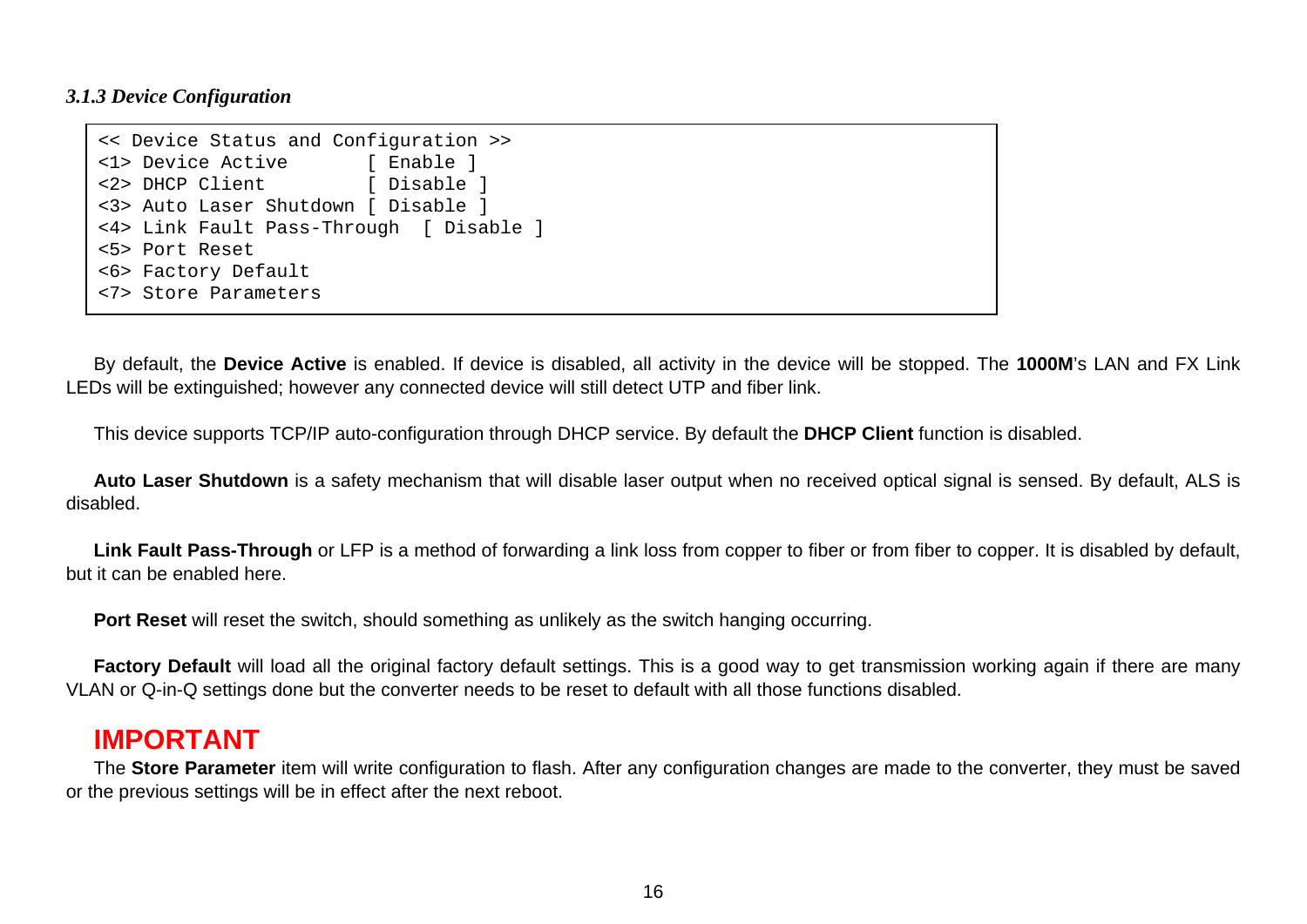### *3.1.3 Device Configuration*

```
<< Device Status and Configuration >>
<1> Device Active       [ Enable ]
<2> DHCP Client         [ Disable ]
<3> Auto Laser Shutdown [ Disable ]
<4> Link Fault Pass-Through  [ Disable ]
<5> Port Reset
<6> Factory Default
<7> Store Parameters
```

By default, the **Device Active** is enabled. If device is disabled, all activity in the device will be stopped. The **1000M**'s LAN and FX Link LEDs will be extinguished; however any connected device will still detect UTP and fiber link.

This device supports TCP/IP auto-configuration through DHCP service. By default the **DHCP Client** function is disabled.

**Auto Laser Shutdown** is a safety mechanism that will disable laser output when no received optical signal is sensed. By default, ALS is disabled.

**Link Fault Pass-Through** or LFP is a method of forwarding a link loss from copper to fiber or from fiber to copper. It is disabled by default, but it can be enabled here.

**Port Reset** will reset the switch, should something as unlikely as the switch hanging occurring.

**Factory Default** will load all the original factory default settings. This is a good way to get transmission working again if there are many VLAN or Q-in-Q settings done but the converter needs to be reset to default with all those functions disabled.

**IMPORTANT**

The **Store Parameter** item will write configuration to flash. After any configuration changes are made to the converter, they must be saved or the previous settings will be in effect after the next reboot.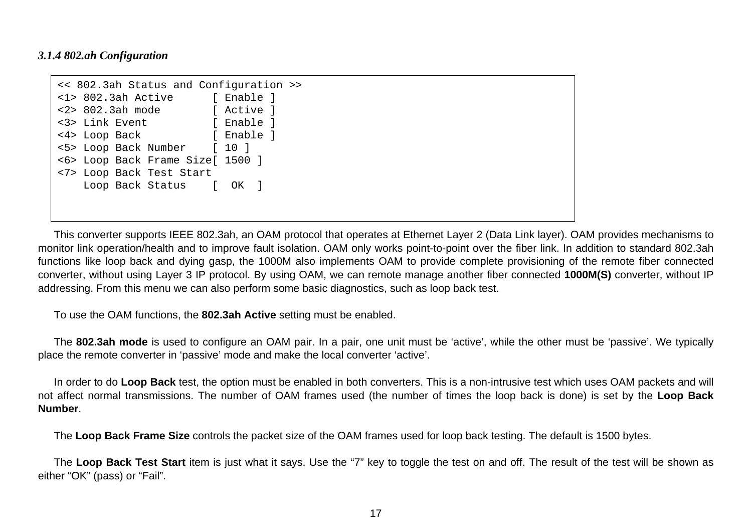### *3.1.4 802.ah Configuration*

```
<< 802.3ah Status and Configuration >>
<1> 802.3ah Active      [ Enable ]
<2> 802.3ah mode        [ Active ]
<3> Link Event          [ Enable ]
<4> Loop Back           [ Enable ]
<5> Loop Back Number    [ 10 ]
<6> Loop Back Frame Size[ 1500 ]
<7> Loop Back Test Start
    Loop Back Status    [  OK  ]
```

This converter supports IEEE 802.3ah, an OAM protocol that operates at Ethernet Layer 2 (Data Link layer). OAM provides mechanisms to monitor link operation/health and to improve fault isolation. OAM only works point-to-point over the fiber link. In addition to standard 802.3ah functions like loop back and dying gasp, the 1000M also implements OAM to provide complete provisioning of the remote fiber connected converter, without using Layer 3 IP protocol. By using OAM, we can remote manage another fiber connected **1000M(S)** converter, without IP addressing. From this menu we can also perform some basic diagnostics, such as loop back test.

To use the OAM functions, the **802.3ah Active** setting must be enabled.

The **802.3ah mode** is used to configure an OAM pair. In a pair, one unit must be ‘active’, while the other must be ‘passive’. We typically place the remote converter in ‘passive’ mode and make the local converter ‘active’.

In order to do **Loop Back** test, the option must be enabled in both converters. This is a non-intrusive test which uses OAM packets and will not affect normal transmissions. The number of OAM frames used (the number of times the loop back is done) is set by the **Loop Back Number**.

The **Loop Back Frame Size** controls the packet size of the OAM frames used for loop back testing. The default is 1500 bytes.

The **Loop Back Test Start** item is just what it says. Use the “7” key to toggle the test on and off. The result of the test will be shown as either “OK” (pass) or “Fail”.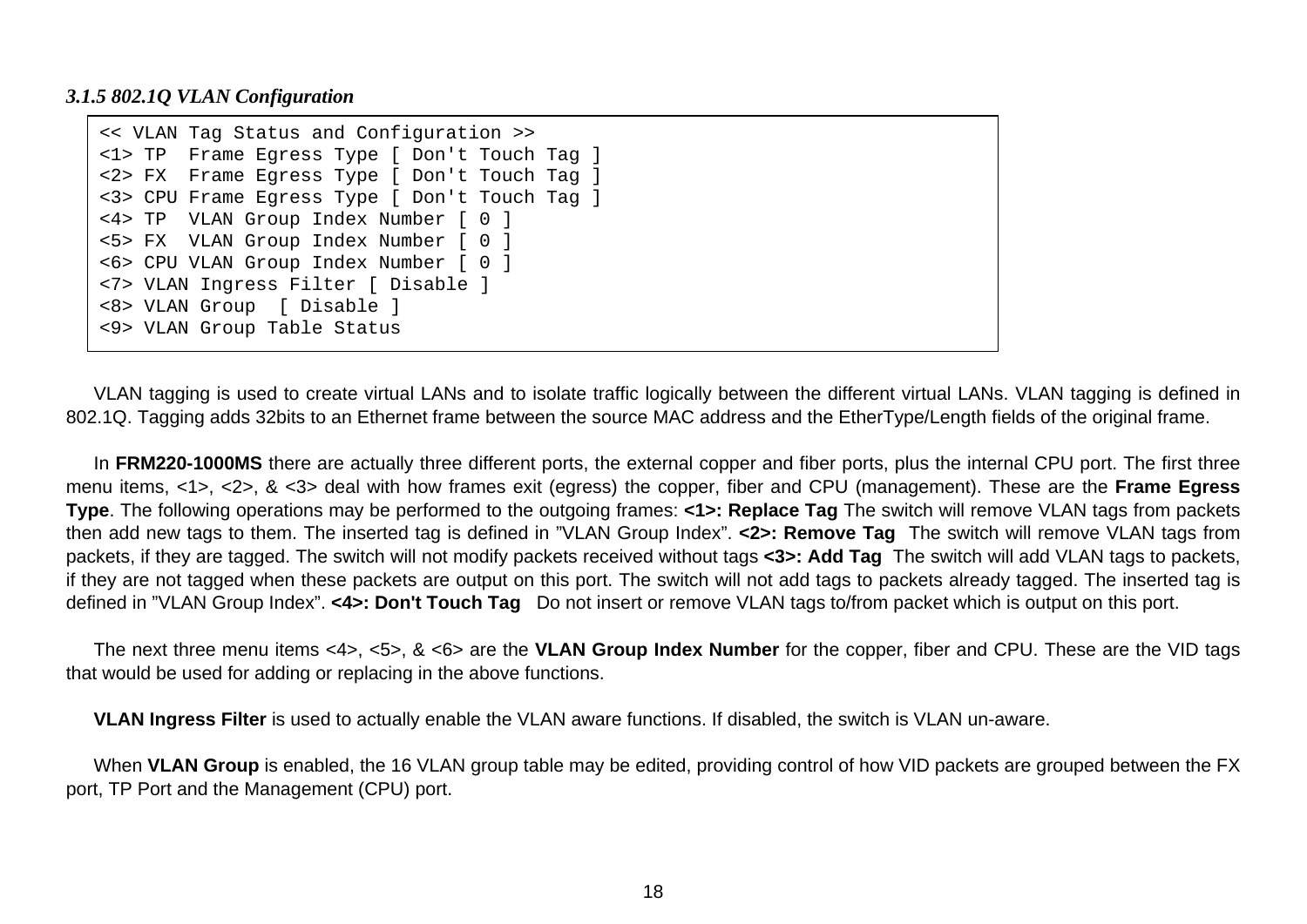### *3.1.5 802.1Q VLAN Configuration*

```
<< VLAN Tag Status and Configuration >>
<1> TP  Frame Egress Type [ Don't Touch Tag ]
<2> FX  Frame Egress Type [ Don't Touch Tag ]
<3> CPU Frame Egress Type [ Don't Touch Tag ]
<4> TP  VLAN Group Index Number [ 0 ]
<5> FX  VLAN Group Index Number [ 0 ]
<6> CPU VLAN Group Index Number [ 0 ]
<7> VLAN Ingress Filter [ Disable ]
<8> VLAN Group  [ Disable ]
<9> VLAN Group Table Status
```

VLAN tagging is used to create virtual LANs and to isolate traffic logically between the different virtual LANs. VLAN tagging is defined in 802.1Q. Tagging adds 32bits to an Ethernet frame between the source MAC address and the EtherType/Length fields of the original frame.

In **FRM220-1000MS** there are actually three different ports, the external copper and fiber ports, plus the internal CPU port. The first three menu items, <1>, <2>, & <3> deal with how frames exit (egress) the copper, fiber and CPU (management). These are the **Frame Egress Type**. The following operations may be performed to the outgoing frames: **<1>: Replace Tag** The switch will remove VLAN tags from packets then add new tags to them. The inserted tag is defined in "VLAN Group Index". **<2>: Remove Tag** The switch will remove VLAN tags from packets, if they are tagged. The switch will not modify packets received without tags **<3>: Add Tag** The switch will add VLAN tags to packets, if they are not tagged when these packets are output on this port. The switch will not add tags to packets already tagged. The inserted tag is defined in "VLAN Group Index". **<4>: Don't Touch Tag** Do not insert or remove VLAN tags to/from packet which is output on this port.

The next three menu items <4>, <5>, & <6> are the **VLAN Group Index Number** for the copper, fiber and CPU. These are the VID tags that would be used for adding or replacing in the above functions.

**VLAN Ingress Filter** is used to actually enable the VLAN aware functions. If disabled, the switch is VLAN un-aware.

When **VLAN Group** is enabled, the 16 VLAN group table may be edited, providing control of how VID packets are grouped between the FX port, TP Port and the Management (CPU) port.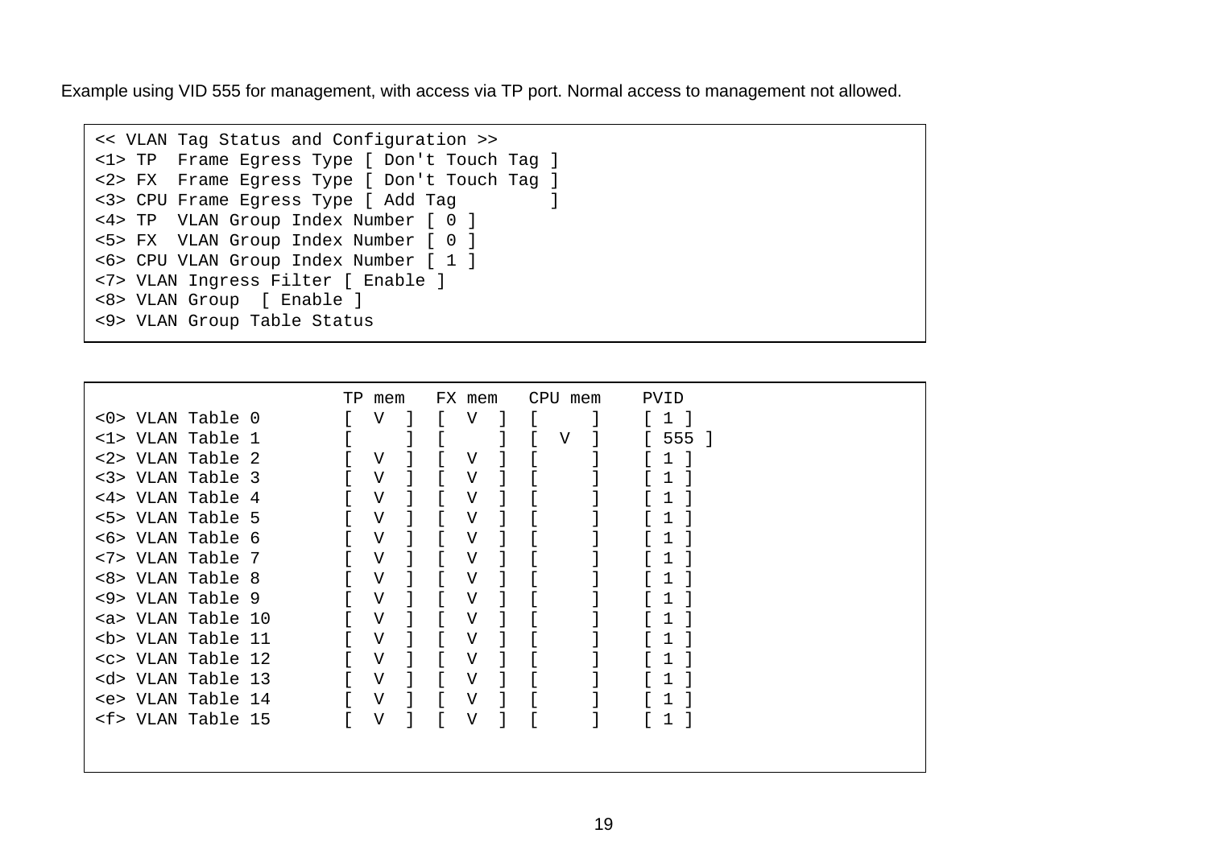Example using VID 555 for management, with access via TP port. Normal access to management not allowed.

```
<< VLAN Tag Status and Configuration >>
<1> TP  Frame Egress Type [ Don't Touch Tag ]
<2> FX  Frame Egress Type [ Don't Touch Tag ]
<3> CPU Frame Egress Type [ Add Tag         ]
<4> TP  VLAN Group Index Number [ 0 ]
<5> FX  VLAN Group Index Number [ 0 ]
<6> CPU VLAN Group Index Number [ 1 ]
<7> VLAN Ingress Filter [ Enable ]
<8> VLAN Group  [ Enable ]
<9> VLAN Group Table Status
```

```
                        TP mem   FX mem   CPU mem    PVID
<0> VLAN Table 0       [  V  ]  [  V  ]  [     ]    [ 1 ]
<1> VLAN Table 1       [     ]  [     ]  [  V  ]    [ 555 ]
<2> VLAN Table 2       [  V  ]  [  V  ]  [     ]    [ 1 ]
<3> VLAN Table 3       [  V  ]  [  V  ]  [     ]    [ 1 ]
<4> VLAN Table 4       [  V  ]  [  V  ]  [     ]    [ 1 ]
<5> VLAN Table 5       [  V  ]  [  V  ]  [     ]    [ 1 ]
<6> VLAN Table 6       [  V  ]  [  V  ]  [     ]    [ 1 ]
<7> VLAN Table 7       [  V  ]  [  V  ]  [     ]    [ 1 ]
<8> VLAN Table 8       [  V  ]  [  V  ]  [     ]    [ 1 ]
<9> VLAN Table 9       [  V  ]  [  V  ]  [     ]    [ 1 ]
<a> VLAN Table 10      [  V  ]  [  V  ]  [     ]    [ 1 ]
<b> VLAN Table 11      [  V  ]  [  V  ]  [     ]    [ 1 ]
<c> VLAN Table 12      [  V  ]  [  V  ]  [     ]    [ 1 ]
<d> VLAN Table 13      [  V  ]  [  V  ]  [     ]    [ 1 ]
<e> VLAN Table 14      [  V  ]  [  V  ]  [     ]    [ 1 ]
<f> VLAN Table 15      [  V  ]  [  V  ]  [     ]    [ 1 ]
```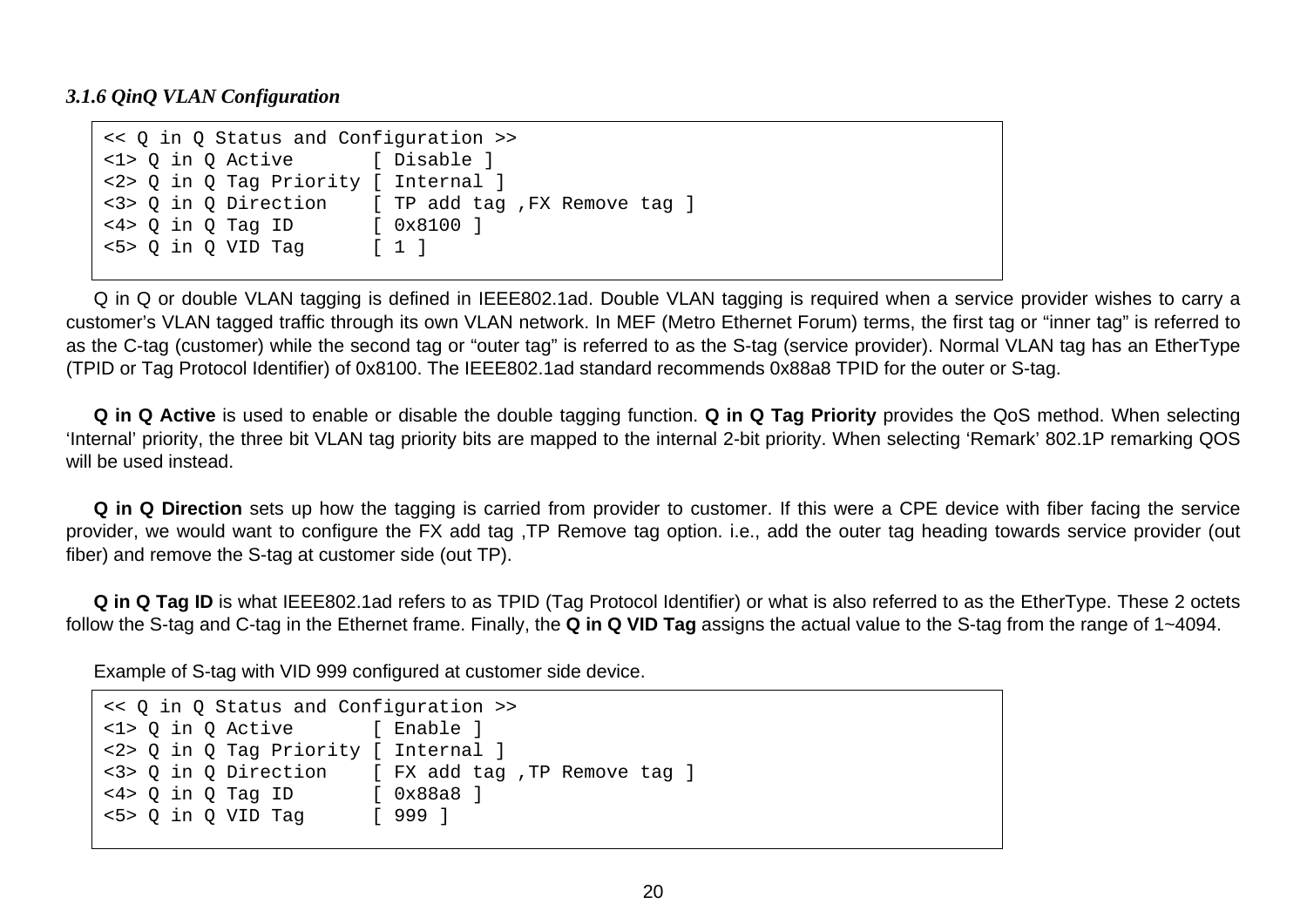### *3.1.6 QinQ VLAN Configuration*

```
<< Q in Q Status and Configuration >>
<1> Q in Q Active       [ Disable ]
<2> Q in Q Tag Priority [ Internal ]
<3> Q in Q Direction    [ TP add tag ,FX Remove tag ]
<4> Q in Q Tag ID       [ 0x8100 ]
<5> Q in Q VID Tag      [ 1 ]
```

Q in Q or double VLAN tagging is defined in IEEE802.1ad. Double VLAN tagging is required when a service provider wishes to carry a customer's VLAN tagged traffic through its own VLAN network. In MEF (Metro Ethernet Forum) terms, the first tag or "inner tag" is referred to as the C-tag (customer) while the second tag or "outer tag" is referred to as the S-tag (service provider). Normal VLAN tag has an EtherType (TPID or Tag Protocol Identifier) of 0x8100. The IEEE802.1ad standard recommends 0x88a8 TPID for the outer or S-tag.

**Q in Q Active** is used to enable or disable the double tagging function. **Q in Q Tag Priority** provides the QoS method. When selecting 'Internal' priority, the three bit VLAN tag priority bits are mapped to the internal 2-bit priority. When selecting 'Remark' 802.1P remarking QOS will be used instead.

**Q in Q Direction** sets up how the tagging is carried from provider to customer. If this were a CPE device with fiber facing the service provider, we would want to configure the FX add tag ,TP Remove tag option. i.e., add the outer tag heading towards service provider (out fiber) and remove the S-tag at customer side (out TP).

**Q in Q Tag ID** is what IEEE802.1ad refers to as TPID (Tag Protocol Identifier) or what is also referred to as the EtherType. These 2 octets follow the S-tag and C-tag in the Ethernet frame. Finally, the **Q in Q VID Tag** assigns the actual value to the S-tag from the range of 1~4094.

Example of S-tag with VID 999 configured at customer side device.

```
<< Q in Q Status and Configuration >>
<1> Q in Q Active       [ Enable ]
<2> Q in Q Tag Priority [ Internal ]
<3> Q in Q Direction    [ FX add tag ,TP Remove tag ]
<4> Q in Q Tag ID       [ 0x88a8 ]
<5> Q in Q VID Tag      [ 999 ]
```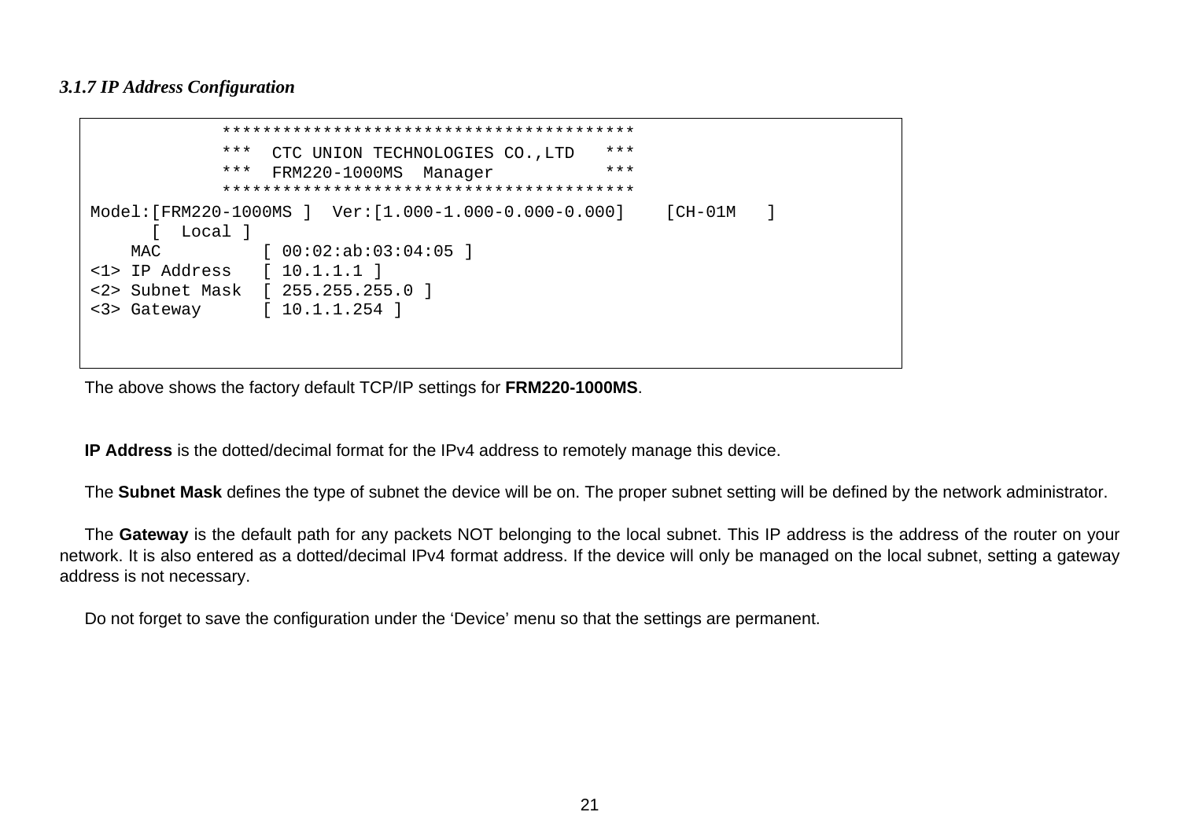### *3.1.7 IP Address Configuration*

```
              ****************************************
              ***  CTC UNION TECHNOLOGIES CO.,LTD   ***
              ***  FRM220-1000MS  Manager           ***
              ****************************************
Model:[FRM220-1000MS ]  Ver:[1.000-1.000-0.000-0.000]    [CH-01M   ]
       [  Local ]
    MAC          [ 00:02:ab:03:04:05 ]
<1> IP Address   [ 10.1.1.1 ]
<2> Subnet Mask  [ 255.255.255.0 ]
<3> Gateway      [ 10.1.1.254 ]
```

The above shows the factory default TCP/IP settings for **FRM220-1000MS**.

**IP Address** is the dotted/decimal format for the IPv4 address to remotely manage this device.

The **Subnet Mask** defines the type of subnet the device will be on. The proper subnet setting will be defined by the network administrator.

The **Gateway** is the default path for any packets NOT belonging to the local subnet. This IP address is the address of the router on your network. It is also entered as a dotted/decimal IPv4 format address. If the device will only be managed on the local subnet, setting a gateway address is not necessary.

Do not forget to save the configuration under the ‘Device’ menu so that the settings are permanent.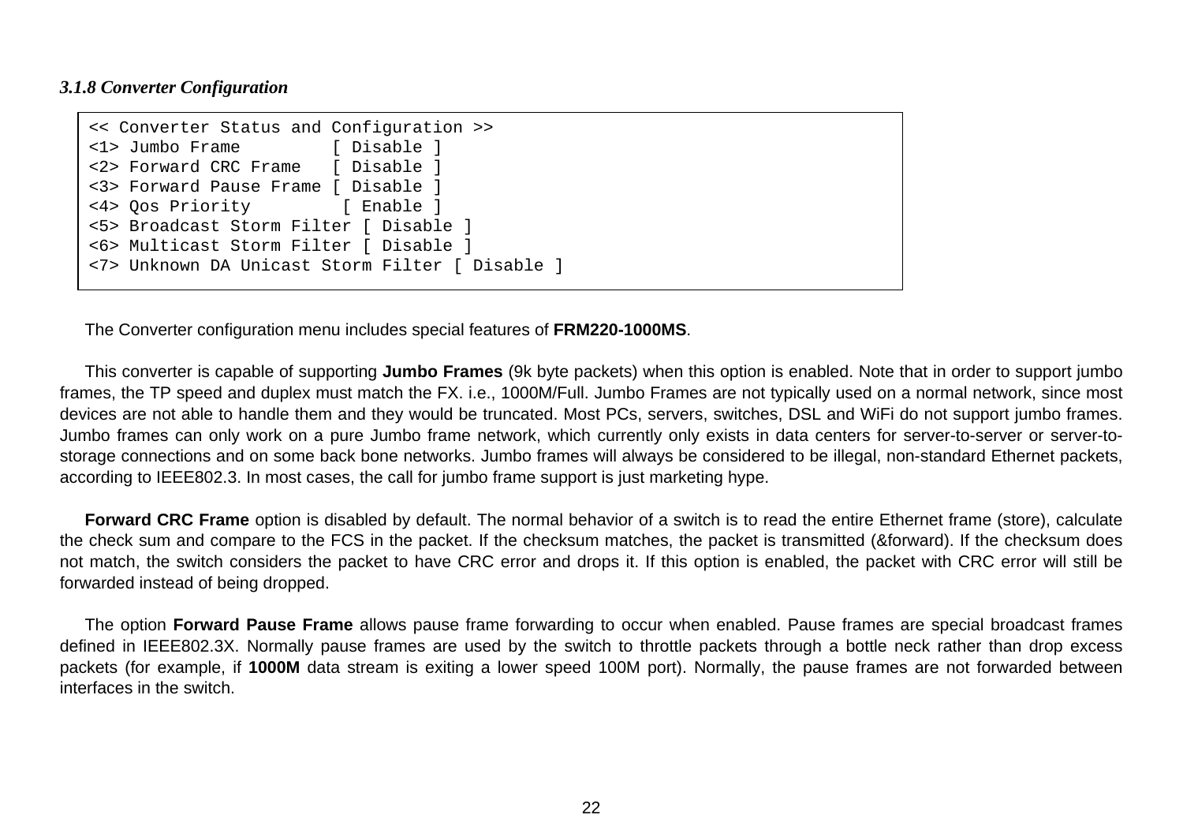### *3.1.8 Converter Configuration*

```
<< Converter Status and Configuration >>
<1> Jumbo Frame         [ Disable ]
<2> Forward CRC Frame   [ Disable ]
<3> Forward Pause Frame [ Disable ]
<4> Qos Priority         [ Enable ]
<5> Broadcast Storm Filter [ Disable ]
<6> Multicast Storm Filter [ Disable ]
<7> Unknown DA Unicast Storm Filter [ Disable ]
```

The Converter configuration menu includes special features of **FRM220-1000MS**.

This converter is capable of supporting **Jumbo Frames** (9k byte packets) when this option is enabled. Note that in order to support jumbo frames, the TP speed and duplex must match the FX. i.e., 1000M/Full. Jumbo Frames are not typically used on a normal network, since most devices are not able to handle them and they would be truncated. Most PCs, servers, switches, DSL and WiFi do not support jumbo frames. Jumbo frames can only work on a pure Jumbo frame network, which currently only exists in data centers for server-to-server or server-to-storage connections and on some back bone networks. Jumbo frames will always be considered to be illegal, non-standard Ethernet packets, according to IEEE802.3. In most cases, the call for jumbo frame support is just marketing hype.

**Forward CRC Frame** option is disabled by default. The normal behavior of a switch is to read the entire Ethernet frame (store), calculate the check sum and compare to the FCS in the packet. If the checksum matches, the packet is transmitted (&forward). If the checksum does not match, the switch considers the packet to have CRC error and drops it. If this option is enabled, the packet with CRC error will still be forwarded instead of being dropped.

The option **Forward Pause Frame** allows pause frame forwarding to occur when enabled. Pause frames are special broadcast frames defined in IEEE802.3X. Normally pause frames are used by the switch to throttle packets through a bottle neck rather than drop excess packets (for example, if **1000M** data stream is exiting a lower speed 100M port). Normally, the pause frames are not forwarded between interfaces in the switch.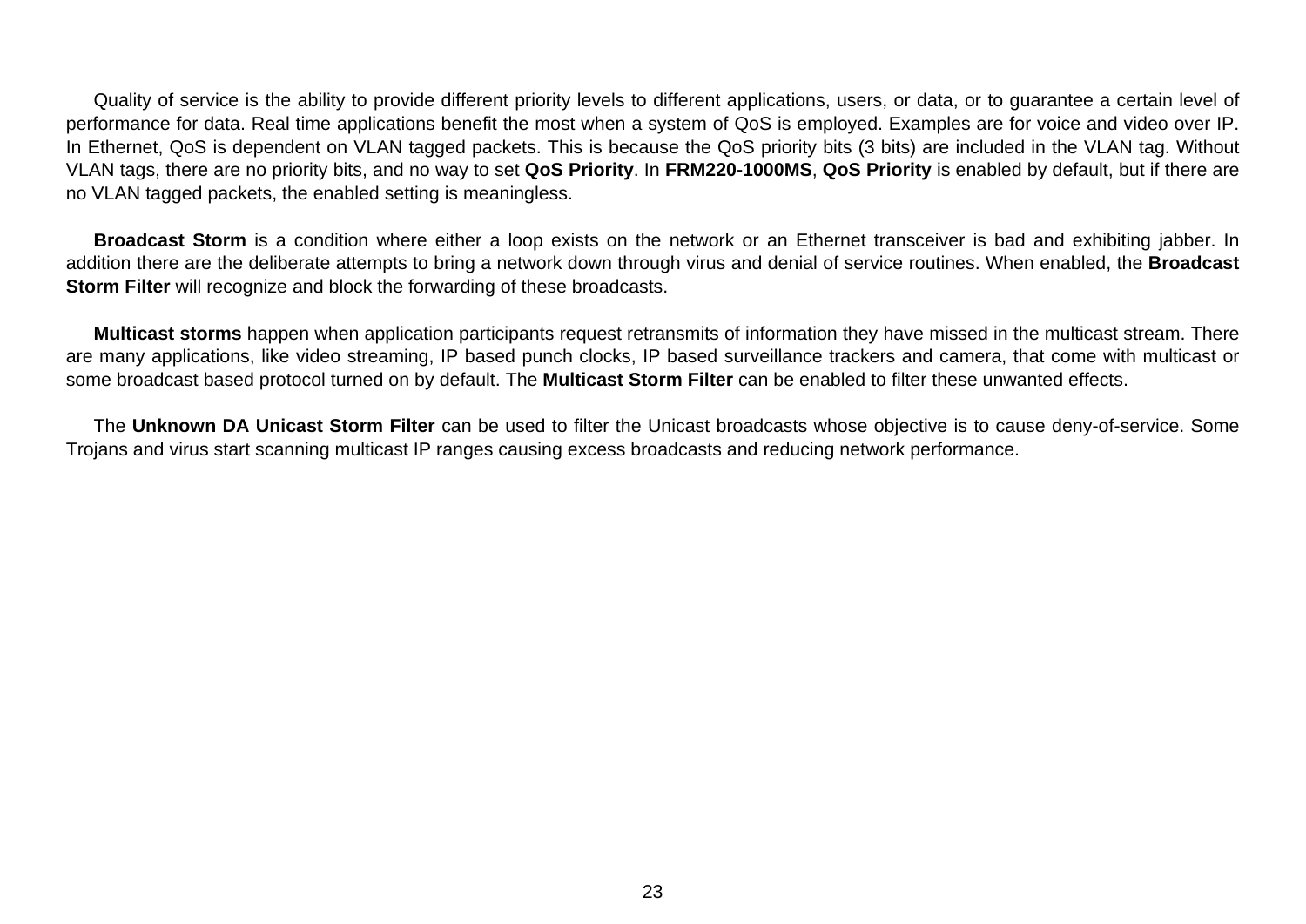Quality of service is the ability to provide different priority levels to different applications, users, or data, or to guarantee a certain level of performance for data. Real time applications benefit the most when a system of QoS is employed. Examples are for voice and video over IP. In Ethernet, QoS is dependent on VLAN tagged packets. This is because the QoS priority bits (3 bits) are included in the VLAN tag. Without VLAN tags, there are no priority bits, and no way to set **QoS Priority**. In **FRM220-1000MS**, **QoS Priority** is enabled by default, but if there are no VLAN tagged packets, the enabled setting is meaningless.

**Broadcast Storm** is a condition where either a loop exists on the network or an Ethernet transceiver is bad and exhibiting jabber. In addition there are the deliberate attempts to bring a network down through virus and denial of service routines. When enabled, the **Broadcast Storm Filter** will recognize and block the forwarding of these broadcasts.

**Multicast storms** happen when application participants request retransmits of information they have missed in the multicast stream. There are many applications, like video streaming, IP based punch clocks, IP based surveillance trackers and camera, that come with multicast or some broadcast based protocol turned on by default. The **Multicast Storm Filter** can be enabled to filter these unwanted effects.

The **Unknown DA Unicast Storm Filter** can be used to filter the Unicast broadcasts whose objective is to cause deny-of-service. Some Trojans and virus start scanning multicast IP ranges causing excess broadcasts and reducing network performance.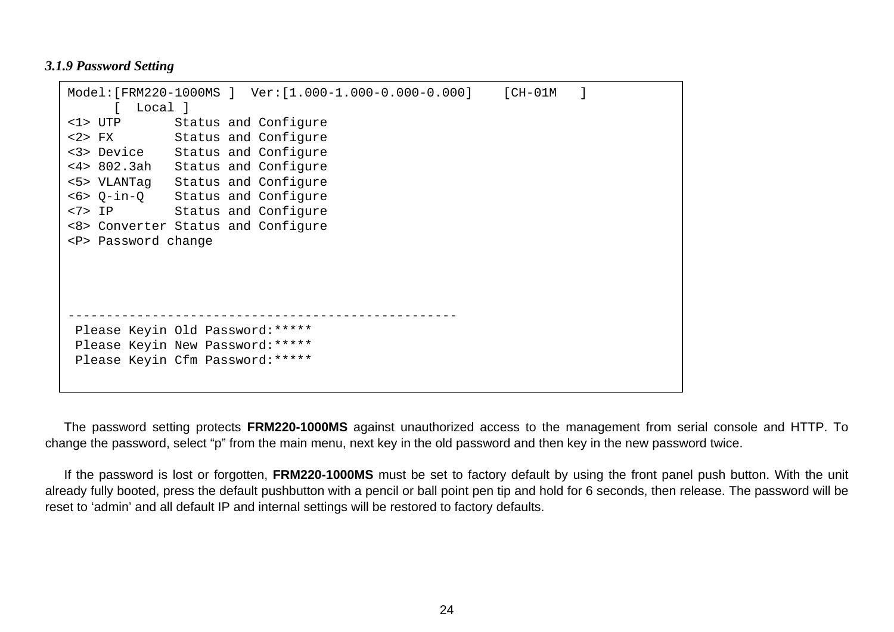### *3.1.9 Password Setting*

```
Model:[FRM220-1000MS ]  Ver:[1.000-1.000-0.000-0.000]    [CH-01M   ]
      [  Local ]
<1> UTP       Status and Configure
<2> FX        Status and Configure
<3> Device    Status and Configure
<4> 802.3ah   Status and Configure
<5> VLANTag   Status and Configure
<6> Q-in-Q    Status and Configure
<7> IP        Status and Configure
<8> Converter Status and Configure
<P> Password change




---------------------------------------------------
 Please Keyin Old Password:*****
 Please Keyin New Password:*****
 Please Keyin Cfm Password:*****
```

The password setting protects **FRM220-1000MS** against unauthorized access to the management from serial console and HTTP. To change the password, select “p” from the main menu, next key in the old password and then key in the new password twice.

If the password is lost or forgotten, **FRM220-1000MS** must be set to factory default by using the front panel push button. With the unit already fully booted, press the default pushbutton with a pencil or ball point pen tip and hold for 6 seconds, then release. The password will be reset to ‘admin’ and all default IP and internal settings will be restored to factory defaults.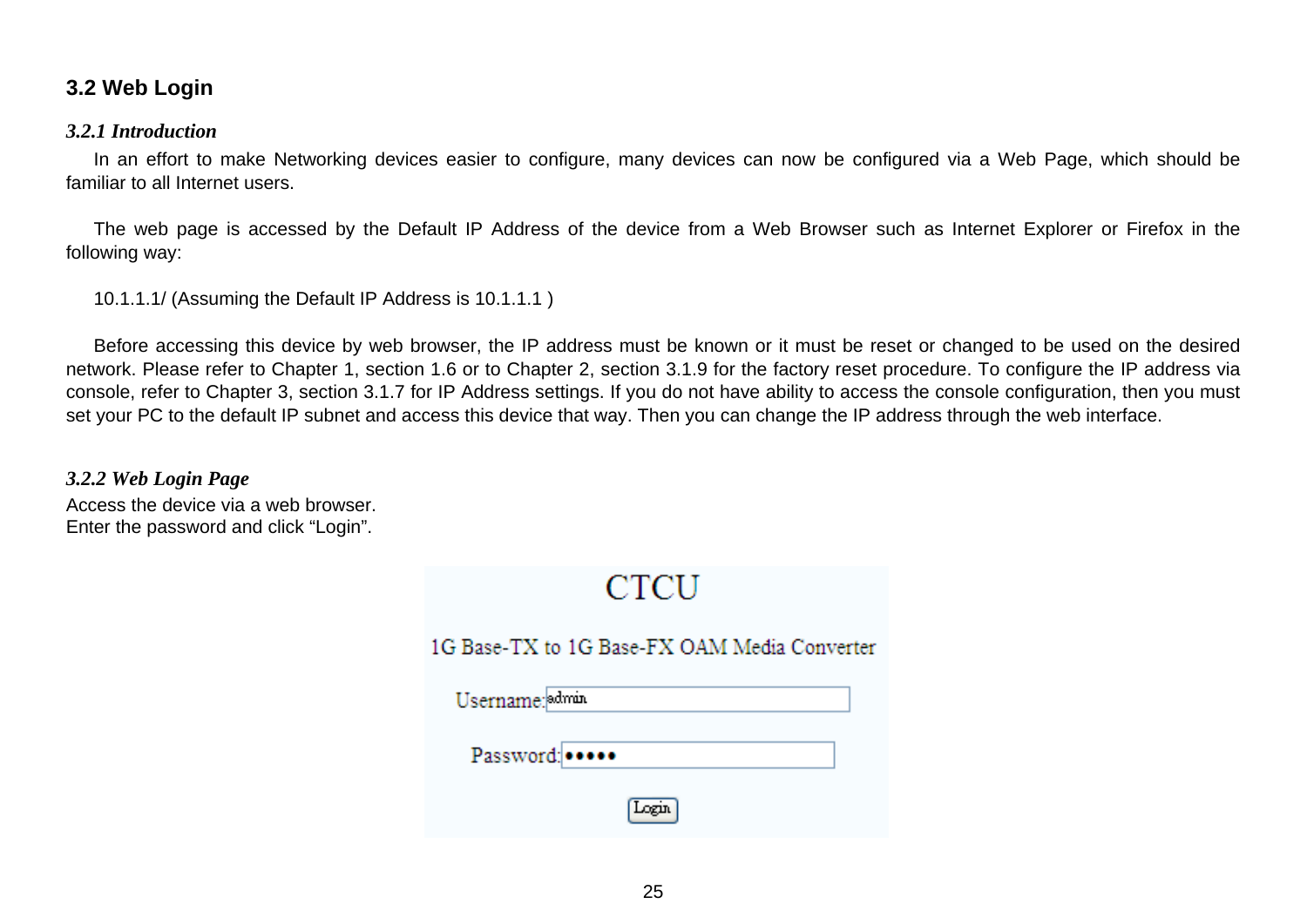## 3.2 Web Login

### *3.2.1 Introduction*

In an effort to make Networking devices easier to configure, many devices can now be configured via a Web Page, which should be familiar to all Internet users.

The web page is accessed by the Default IP Address of the device from a Web Browser such as Internet Explorer or Firefox in the following way:

10.1.1.1/ (Assuming the Default IP Address is 10.1.1.1 )

Before accessing this device by web browser, the IP address must be known or it must be reset or changed to be used on the desired network. Please refer to Chapter 1, section 1.6 or to Chapter 2, section 3.1.9 for the factory reset procedure. To configure the IP address via console, refer to Chapter 3, section 3.1.7 for IP Address settings. If you do not have ability to access the console configuration, then you must set your PC to the default IP subnet and access this device that way. Then you can change the IP address through the web interface.

### *3.2.2 Web Login Page*

Access the device via a web browser.
Enter the password and click “Login”.

CTCU

1G Base-TX to 1G Base-FX OAM Media Converter

Username: admin

Password: •••••

Login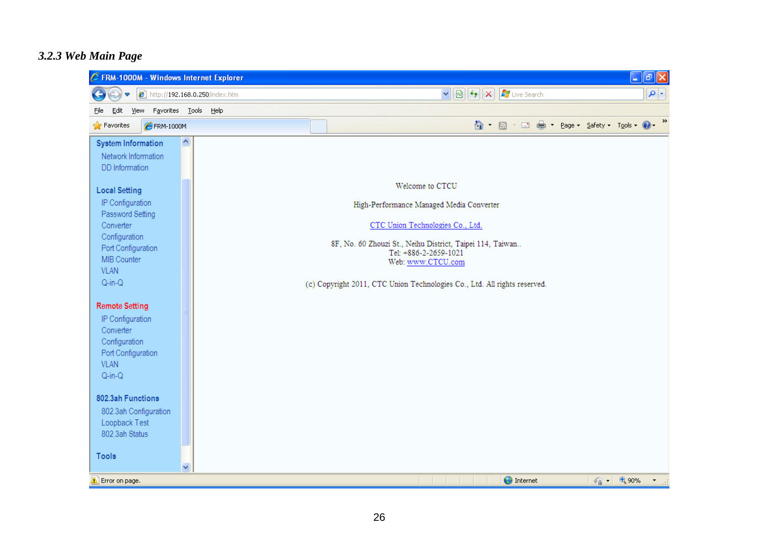### *3.2.3 Web Main Page*

FRM-1000M - Windows Internet Explorer

http://192.168.0.250/index.htm

**System Information**
- Network Information
- DD Information

**Local Setting**
- IP Configuration
- Password Setting
- Converter Configuration
- Port Configuration
- MIB Counter
- VLAN
- Q-in-Q

**Remote Setting**
- IP Configuration
- Converter Configuration
- Port Configuration
- VLAN
- Q-in-Q

**802.3ah Functions**
- 802.3ah Configuration
- Loopback Test
- 802.3ah Status

**Tools**

Welcome to CTCU

High-Performance Managed Media Converter

CTC Union Technologies Co., Ltd.

8F, No. 60 Zhouzi St., Neihu District, Taipei 114, Taiwan..
Tel: +886-2-2659-1021
Web: www.CTCU.com

(c) Copyright 2011, CTC Union Technologies Co., Ltd. All rights reserved.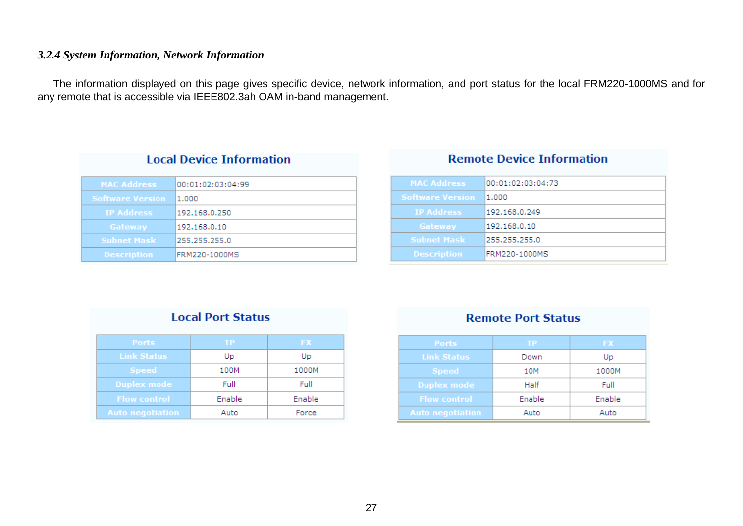### *3.2.4 System Information, Network Information*

The information displayed on this page gives specific device, network information, and port status for the local FRM220-1000MS and for any remote that is accessible via IEEE802.3ah OAM in-band management.

**Local Device Information**

| MAC Address | 00:01:02:03:04:99 |
|---|---|
| Software Version | 1.000 |
| IP Address | 192.168.0.250 |
| Gateway | 192.168.0.10 |
| Subnet Mask | 255.255.255.0 |
| Description | FRM220-1000MS |

**Remote Device Information**

| MAC Address | 00:01:02:03:04:73 |
|---|---|
| Software Version | 1.000 |
| IP Address | 192.168.0.249 |
| Gateway | 192.168.0.10 |
| Subnet Mask | 255.255.255.0 |
| Description | FRM220-1000MS |

**Local Port Status**

| Ports | TP | FX |
|---|---|---|
| Link Status | Up | Up |
| Speed | 100M | 1000M |
| Duplex mode | Full | Full |
| Flow control | Enable | Enable |
| Auto negotiation | Auto | Force |

**Remote Port Status**

| Ports | TP | FX |
|---|---|---|
| Link Status | Down | Up |
| Speed | 10M | 1000M |
| Duplex mode | Half | Full |
| Flow control | Enable | Enable |
| Auto negotiation | Auto | Auto |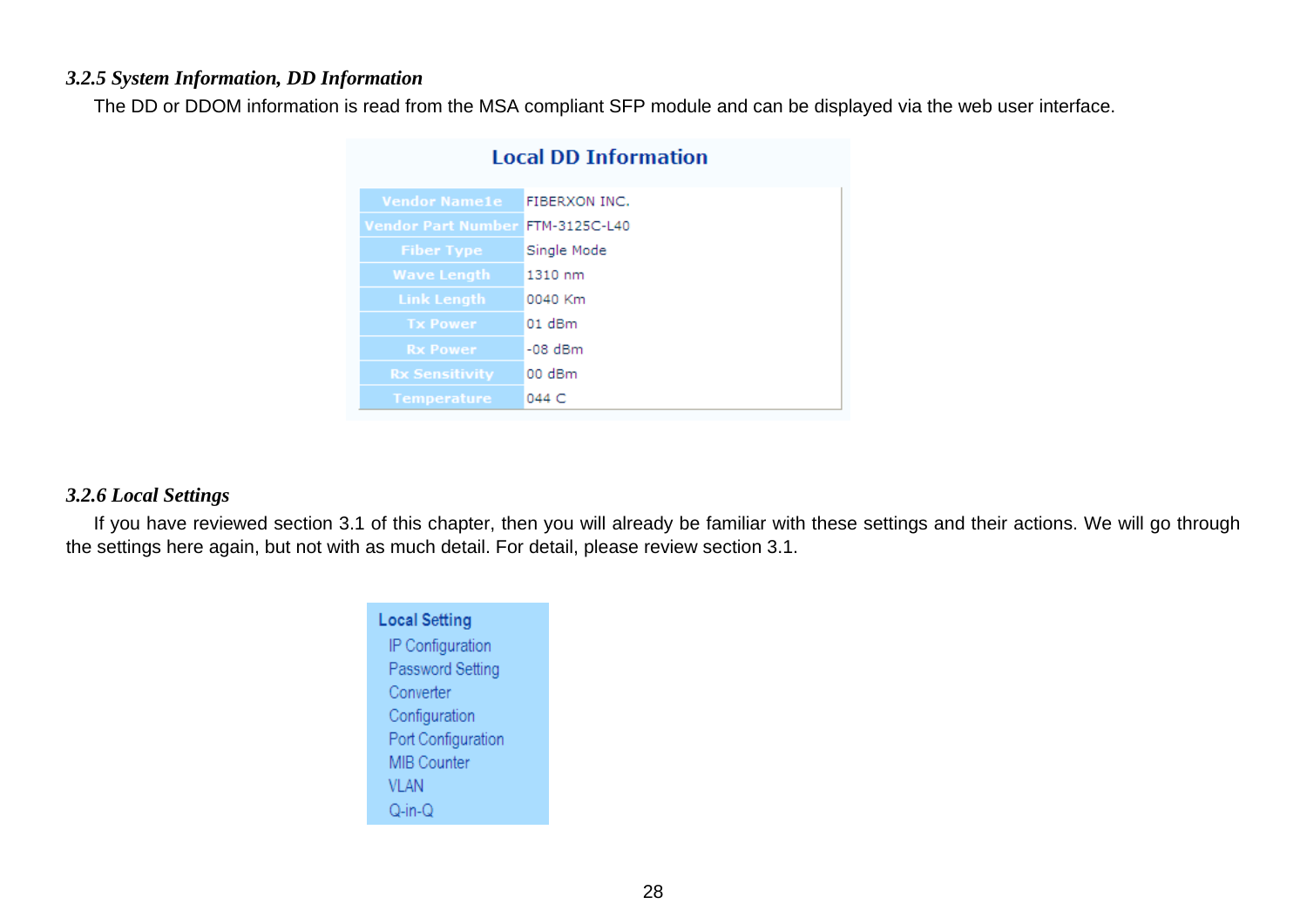### *3.2.5 System Information, DD Information*

The DD or DDOM information is read from the MSA compliant SFP module and can be displayed via the web user interface.

**Local DD Information**

| Vendor Name1e | FIBERXON INC. |
|---|---|
| Vendor Part Number | FTM-3125C-L40 |
| Fiber Type | Single Mode |
| Wave Length | 1310 nm |
| Link Length | 0040 Km |
| Tx Power | 01 dBm |
| Rx Power | -08 dBm |
| Rx Sensitivity | 00 dBm |
| Temperature | 044 C |

### *3.2.6 Local Settings*

If you have reviewed section 3.1 of this chapter, then you will already be familiar with these settings and their actions. We will go through the settings here again, but not with as much detail. For detail, please review section 3.1.

**Local Setting**
- IP Configuration
- Password Setting
- Converter
- Configuration
- Port Configuration
- MIB Counter
- VLAN
- Q-in-Q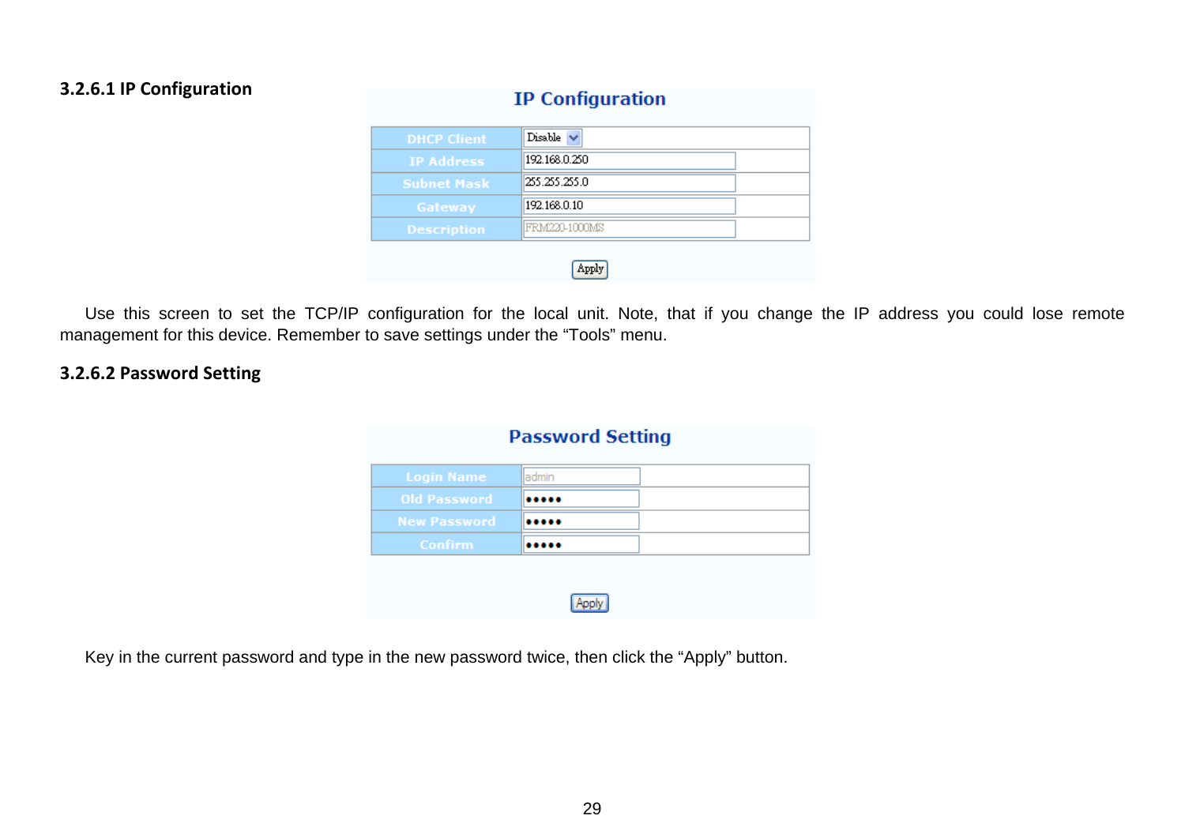### 3.2.6.1 IP Configuration

**IP Configuration**

| | |
|---|---|
| DHCP Client | Disable |
| IP Address | 192.168.0.250 |
| Subnet Mask | 255.255.255.0 |
| Gateway | 192.168.0.10 |
| Description | FRM220-1000MS |

Apply

Use this screen to set the TCP/IP configuration for the local unit. Note, that if you change the IP address you could lose remote management for this device. Remember to save settings under the “Tools” menu.

### 3.2.6.2 Password Setting

**Password Setting**

| | |
|---|---|
| Login Name | admin |
| Old Password | ••••• |
| New Password | ••••• |
| Confirm | ••••• |

Apply

Key in the current password and type in the new password twice, then click the “Apply” button.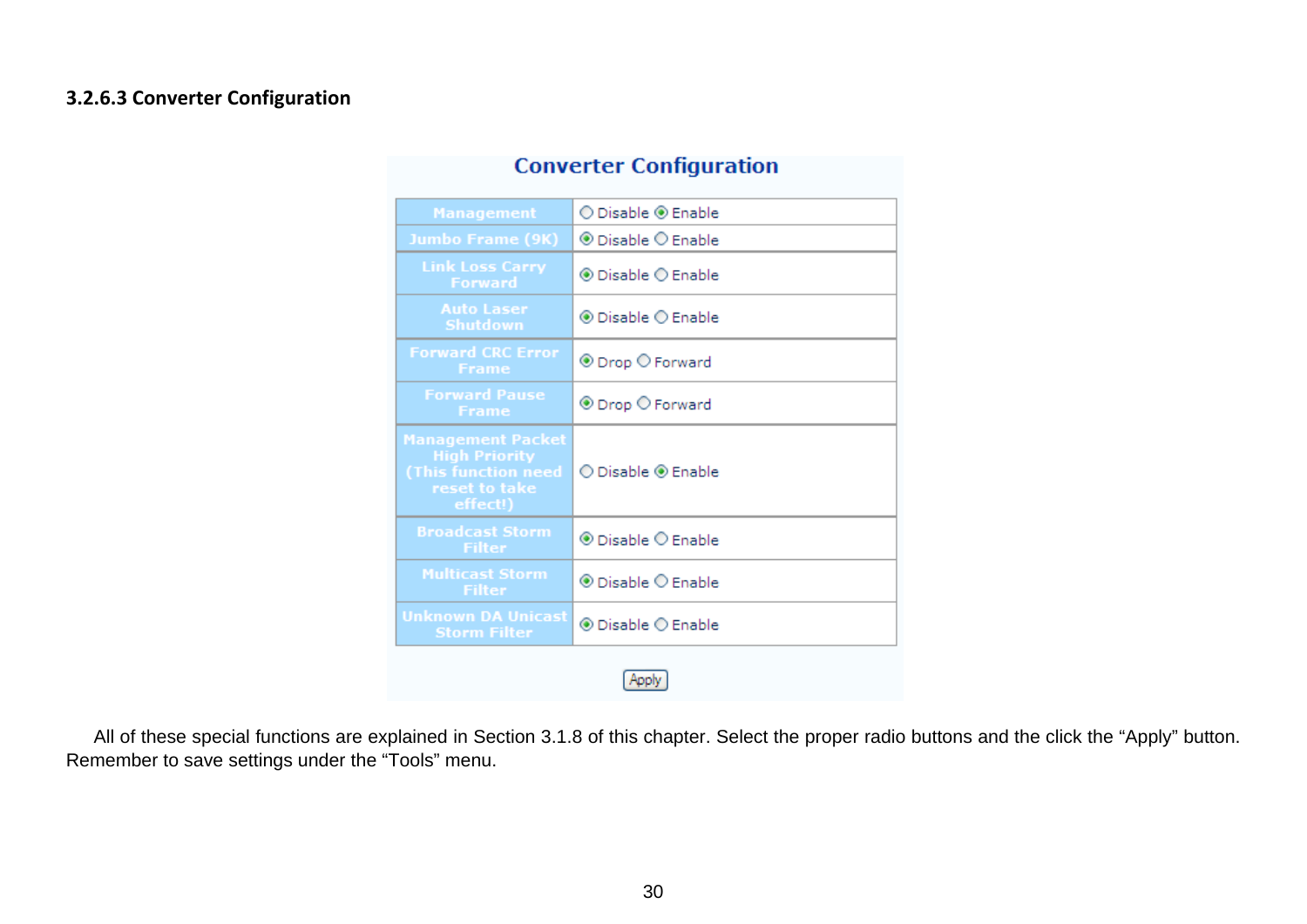### 3.2.6.3 Converter Configuration

**Converter Configuration**

| Setting | Value |
|---|---|
| Management | ○ Disable ◉ Enable |
| Jumbo Frame (9K) | ◉ Disable ○ Enable |
| Link Loss Carry Forward | ◉ Disable ○ Enable |
| Auto Laser Shutdown | ◉ Disable ○ Enable |
| Forward CRC Error Frame | ◉ Drop ○ Forward |
| Forward Pause Frame | ◉ Drop ○ Forward |
| Management Packet High Priority (This function need reset to take effect!) | ○ Disable ◉ Enable |
| Broadcast Storm Filter | ◉ Disable ○ Enable |
| Multicast Storm Filter | ◉ Disable ○ Enable |
| Unknown DA Unicast Storm Filter | ◉ Disable ○ Enable |

Apply

All of these special functions are explained in Section 3.1.8 of this chapter. Select the proper radio buttons and the click the "Apply" button. Remember to save settings under the "Tools" menu.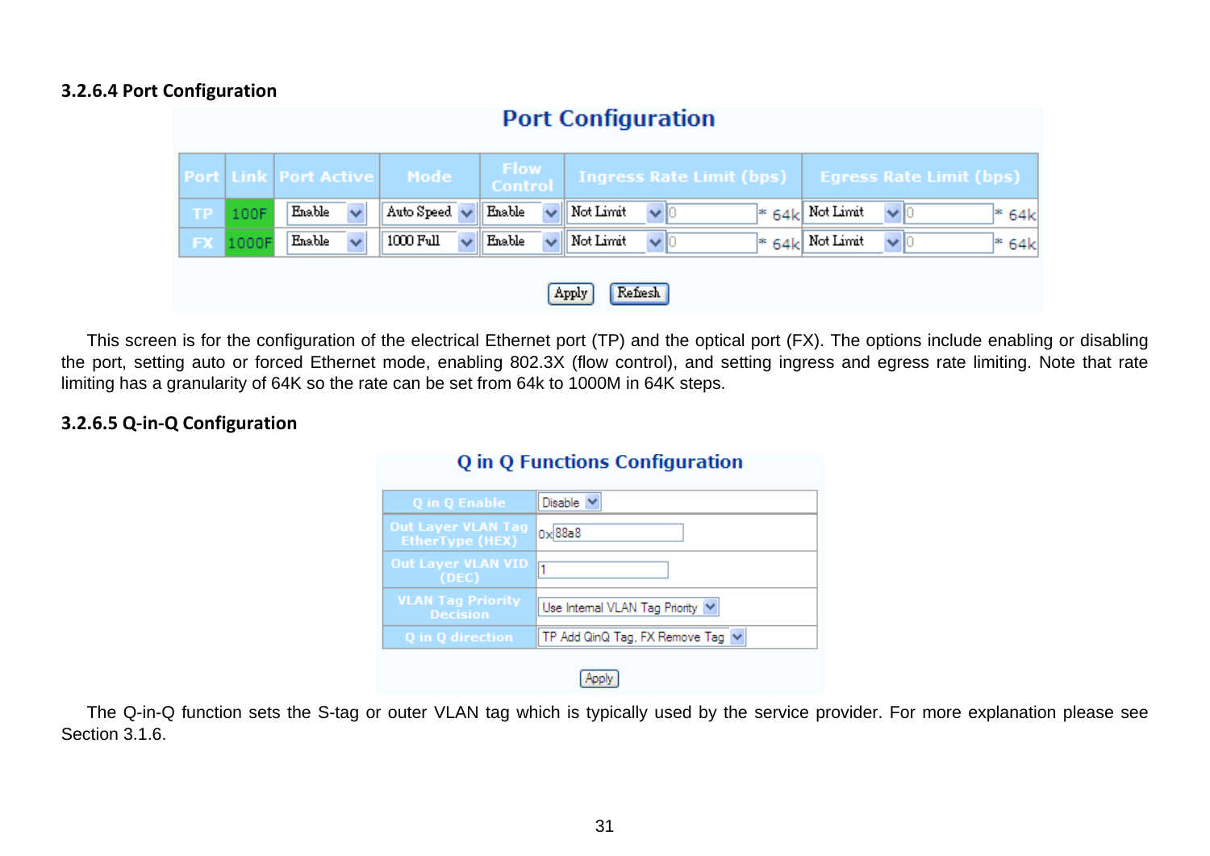#### 3.2.6.4 Port Configuration

**Port Configuration**

| Port | Link | Port Active | Mode | Flow Control | Ingress Rate Limit (bps) | | | Egress Rate Limit (bps) | | |
|---|---|---|---|---|---|---|---|---|---|---|
| TP | 100F | Enable | Auto Speed | Enable | Not Limit | 0 | * 64k | Not Limit | 0 | * 64k |
| FX | 1000F | Enable | 1000 Full | Enable | Not Limit | 0 | * 64k | Not Limit | 0 | * 64k |

Apply Refresh

This screen is for the configuration of the electrical Ethernet port (TP) and the optical port (FX). The options include enabling or disabling the port, setting auto or forced Ethernet mode, enabling 802.3X (flow control), and setting ingress and egress rate limiting. Note that rate limiting has a granularity of 64K so the rate can be set from 64k to 1000M in 64K steps.

#### 3.2.6.5 Q-in-Q Configuration

**Q in Q Functions Configuration**

| | |
|---|---|
| Q in Q Enable | Disable |
| Out Layer VLAN Tag EtherType (HEX) | 0x 88a8 |
| Out Layer VLAN VID (DEC) | 1 |
| VLAN Tag Priority Decision | Use Internal VLAN Tag Priority |
| Q in Q direction | TP Add QinQ Tag, FX Remove Tag |

Apply

The Q-in-Q function sets the S-tag or outer VLAN tag which is typically used by the service provider. For more explanation please see Section 3.1.6.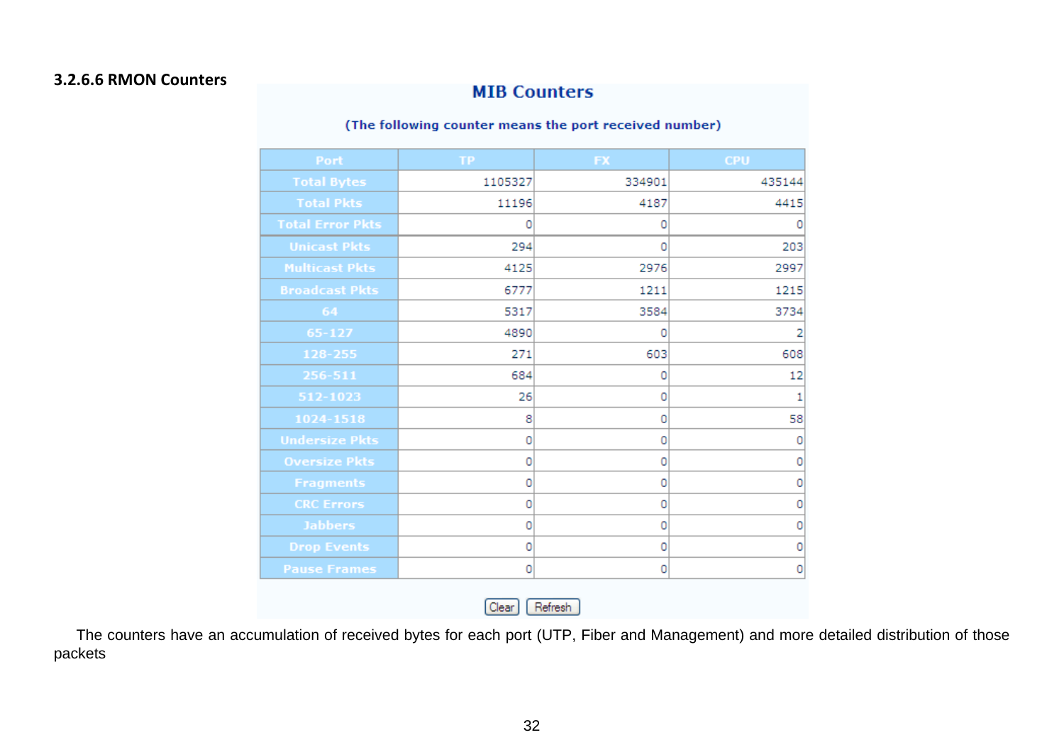### 3.2.6.6 RMON Counters

**MIB Counters**

**(The following counter means the port received number)**

| Port | TP | FX | CPU |
|---|---|---|---|
| Total Bytes | 1105327 | 334901 | 435144 |
| Total Pkts | 11196 | 4187 | 4415 |
| Total Error Pkts | 0 | 0 | 0 |
| Unicast Pkts | 294 | 0 | 203 |
| Multicast Pkts | 4125 | 2976 | 2997 |
| Broadcast Pkts | 6777 | 1211 | 1215 |
| 64 | 5317 | 3584 | 3734 |
| 65-127 | 4890 | 0 | 2 |
| 128-255 | 271 | 603 | 608 |
| 256-511 | 684 | 0 | 12 |
| 512-1023 | 26 | 0 | 1 |
| 1024-1518 | 8 | 0 | 58 |
| Undersize Pkts | 0 | 0 | 0 |
| Oversize Pkts | 0 | 0 | 0 |
| Fragments | 0 | 0 | 0 |
| CRC Errors | 0 | 0 | 0 |
| Jabbers | 0 | 0 | 0 |
| Drop Events | 0 | 0 | 0 |
| Pause Frames | 0 | 0 | 0 |

Clear Refresh

The counters have an accumulation of received bytes for each port (UTP, Fiber and Management) and more detailed distribution of those packets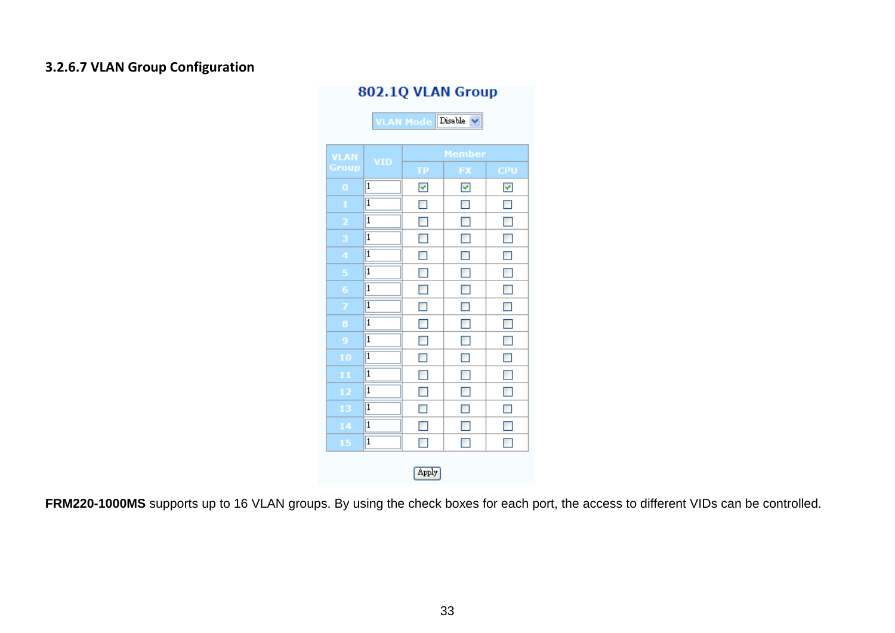### 3.2.6.7 VLAN Group Configuration

**802.1Q VLAN Group**

VLAN Mode: Disable

| VLAN Group | VID | Member | | |
|---|---|---|---|---|
| | | TP | FX | CPU |
| 0 | 1 | ☑ | ☑ | ☑ |
| 1 | 1 | ☐ | ☐ | ☐ |
| 2 | 1 | ☐ | ☐ | ☐ |
| 3 | 1 | ☐ | ☐ | ☐ |
| 4 | 1 | ☐ | ☐ | ☐ |
| 5 | 1 | ☐ | ☐ | ☐ |
| 6 | 1 | ☐ | ☐ | ☐ |
| 7 | 1 | ☐ | ☐ | ☐ |
| 8 | 1 | ☐ | ☐ | ☐ |
| 9 | 1 | ☐ | ☐ | ☐ |
| 10 | 1 | ☐ | ☐ | ☐ |
| 11 | 1 | ☐ | ☐ | ☐ |
| 12 | 1 | ☐ | ☐ | ☐ |
| 13 | 1 | ☐ | ☐ | ☐ |
| 14 | 1 | ☐ | ☐ | ☐ |
| 15 | 1 | ☐ | ☐ | ☐ |

Apply

**FRM220-1000MS** supports up to 16 VLAN groups. By using the check boxes for each port, the access to different VIDs can be controlled.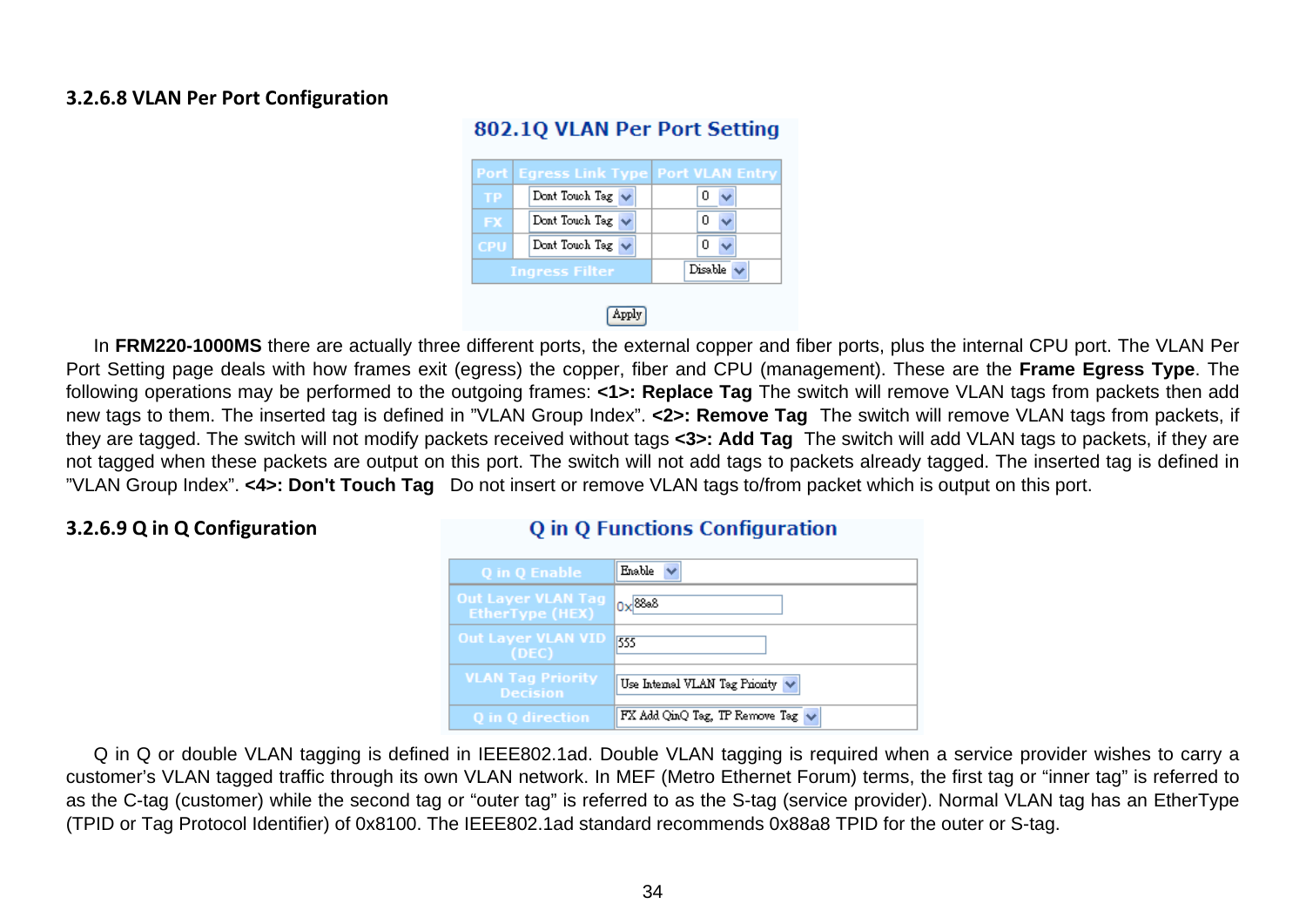### 3.2.6.8 VLAN Per Port Configuration

**802.1Q VLAN Per Port Setting**

| Port | Egress Link Type | Port VLAN Entry |
|---|---|---|
| TP | Dont Touch Tag | 0 |
| FX | Dont Touch Tag | 0 |
| CPU | Dont Touch Tag | 0 |
| Ingress Filter | | Disable |

Apply

In **FRM220-1000MS** there are actually three different ports, the external copper and fiber ports, plus the internal CPU port. The VLAN Per Port Setting page deals with how frames exit (egress) the copper, fiber and CPU (management). These are the **Frame Egress Type**. The following operations may be performed to the outgoing frames: **<1>: Replace Tag** The switch will remove VLAN tags from packets then add new tags to them. The inserted tag is defined in "VLAN Group Index". **<2>: Remove Tag** The switch will remove VLAN tags from packets, if they are tagged. The switch will not modify packets received without tags **<3>: Add Tag** The switch will add VLAN tags to packets, if they are not tagged when these packets are output on this port. The switch will not add tags to packets already tagged. The inserted tag is defined in "VLAN Group Index". **<4>: Don't Touch Tag** Do not insert or remove VLAN tags to/from packet which is output on this port.

### 3.2.6.9 Q in Q Configuration

**Q in Q Functions Configuration**

| | |
|---|---|
| Q in Q Enable | Enable |
| Out Layer VLAN Tag EtherType (HEX) | 0x 88a8 |
| Out Layer VLAN VID (DEC) | 555 |
| VLAN Tag Priority Decision | Use Internal VLAN Tag Priority |
| Q in Q direction | FX Add QinQ Tag, TP Remove Tag |

Q in Q or double VLAN tagging is defined in IEEE802.1ad. Double VLAN tagging is required when a service provider wishes to carry a customer's VLAN tagged traffic through its own VLAN network. In MEF (Metro Ethernet Forum) terms, the first tag or "inner tag" is referred to as the C-tag (customer) while the second tag or "outer tag" is referred to as the S-tag (service provider). Normal VLAN tag has an EtherType (TPID or Tag Protocol Identifier) of 0x8100. The IEEE802.1ad standard recommends 0x88a8 TPID for the outer or S-tag.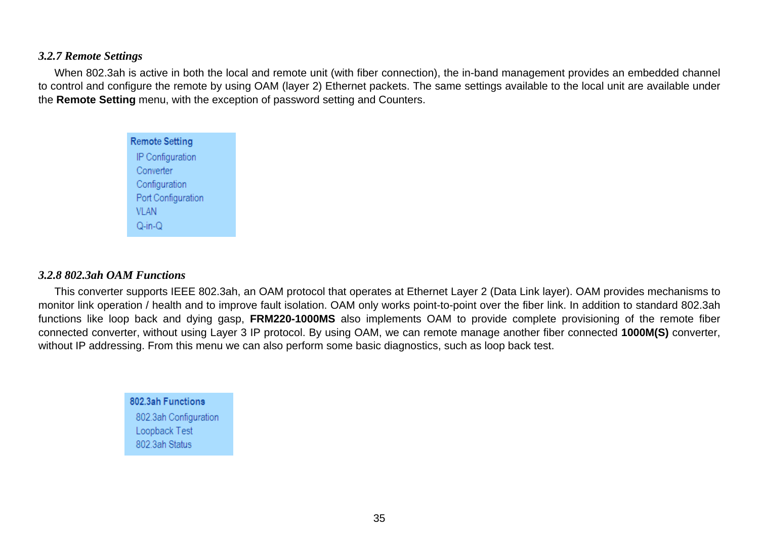### *3.2.7 Remote Settings*

When 802.3ah is active in both the local and remote unit (with fiber connection), the in-band management provides an embedded channel to control and configure the remote by using OAM (layer 2) Ethernet packets. The same settings available to the local unit are available under the **Remote Setting** menu, with the exception of password setting and Counters.

**Remote Setting**
- IP Configuration
- Converter
- Configuration
- Port Configuration
- VLAN
- Q-in-Q

### *3.2.8 802.3ah OAM Functions*

This converter supports IEEE 802.3ah, an OAM protocol that operates at Ethernet Layer 2 (Data Link layer). OAM provides mechanisms to monitor link operation / health and to improve fault isolation. OAM only works point-to-point over the fiber link. In addition to standard 802.3ah functions like loop back and dying gasp, **FRM220-1000MS** also implements OAM to provide complete provisioning of the remote fiber connected converter, without using Layer 3 IP protocol. By using OAM, we can remote manage another fiber connected **1000M(S)** converter, without IP addressing. From this menu we can also perform some basic diagnostics, such as loop back test.

**802.3ah Functions**
- 802.3ah Configuration
- Loopback Test
- 802.3ah Status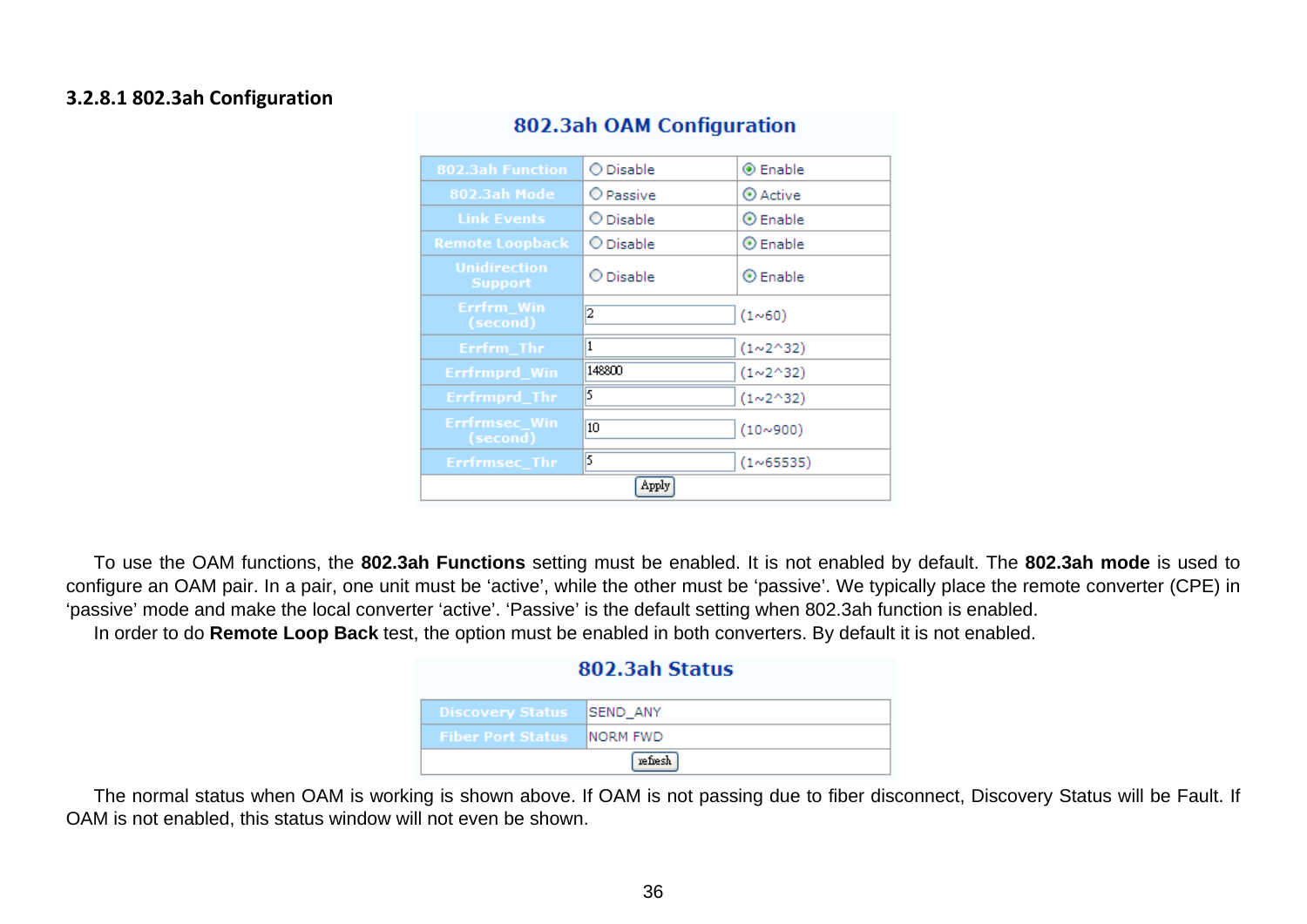### 3.2.8.1 802.3ah Configuration

**802.3ah OAM Configuration**

| | | |
|---|---|---|
| 802.3ah Function | ○ Disable | ◉ Enable |
| 802.3ah Mode | ○ Passive | ◉ Active |
| Link Events | ○ Disable | ◉ Enable |
| Remote Loopback | ○ Disable | ◉ Enable |
| Unidirection Support | ○ Disable | ◉ Enable |
| Errfrm_Win (second) | 2 | (1~60) |
| Errfrm_Thr | 1 | (1~2^32) |
| Errfrmprd_Win | 148800 | (1~2^32) |
| Errfrmprd_Thr | 5 | (1~2^32) |
| Errfrmsec_Win (second) | 10 | (10~900) |
| Errfrmsec_Thr | 5 | (1~65535) |
| Apply | | |

To use the OAM functions, the **802.3ah Functions** setting must be enabled. It is not enabled by default. The **802.3ah mode** is used to configure an OAM pair. In a pair, one unit must be 'active', while the other must be 'passive'. We typically place the remote converter (CPE) in 'passive' mode and make the local converter 'active'. 'Passive' is the default setting when 802.3ah function is enabled.

In order to do **Remote Loop Back** test, the option must be enabled in both converters. By default it is not enabled.

**802.3ah Status**

| | |
|---|---|
| Discovery Status | SEND_ANY |
| Fiber Port Status | NORM FWD |
| refresh | |

The normal status when OAM is working is shown above. If OAM is not passing due to fiber disconnect, Discovery Status will be Fault. If OAM is not enabled, this status window will not even be shown.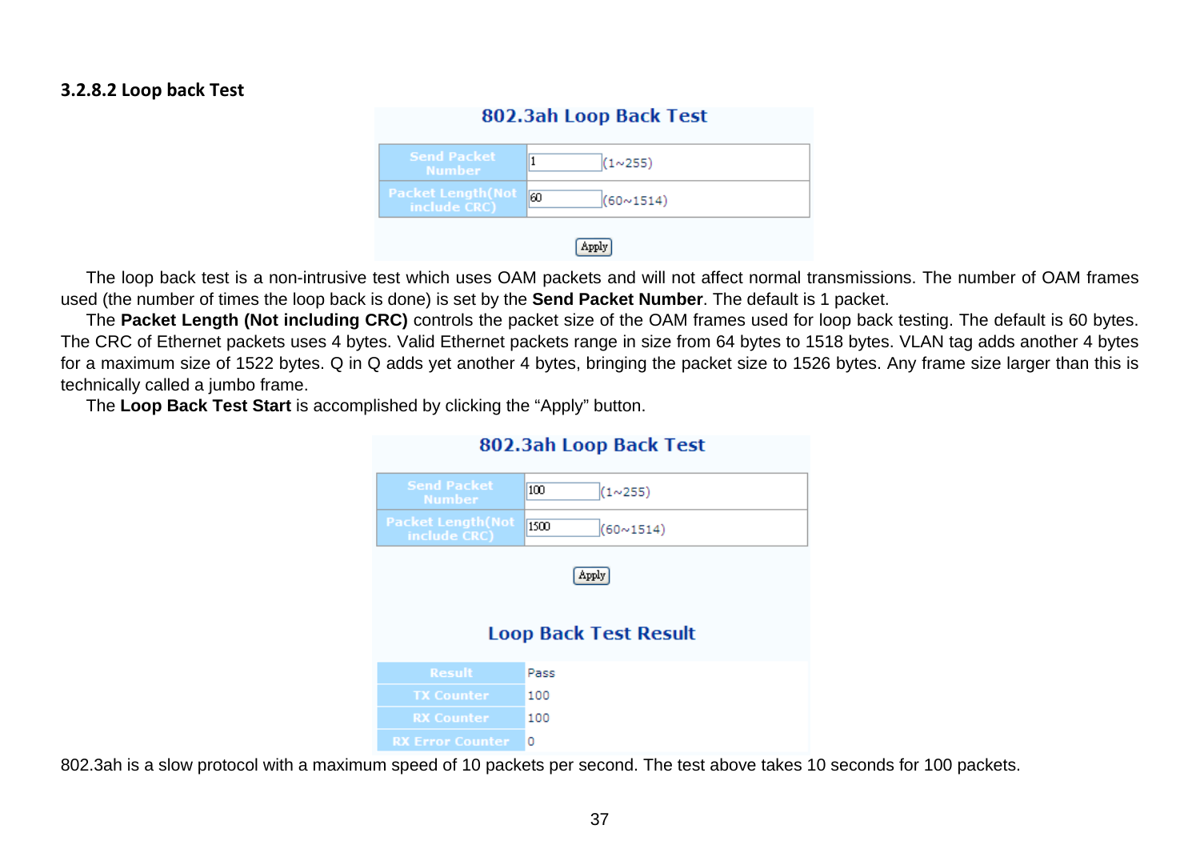### 3.2.8.2 Loop back Test

**802.3ah Loop Back Test**

| Send Packet Number | 1 (1~255) |
|---|---|
| Packet Length(Not include CRC) | 60 (60~1514) |

Apply

The loop back test is a non-intrusive test which uses OAM packets and will not affect normal transmissions. The number of OAM frames used (the number of times the loop back is done) is set by the **Send Packet Number**. The default is 1 packet.

The **Packet Length (Not including CRC)** controls the packet size of the OAM frames used for loop back testing. The default is 60 bytes. The CRC of Ethernet packets uses 4 bytes. Valid Ethernet packets range in size from 64 bytes to 1518 bytes. VLAN tag adds another 4 bytes for a maximum size of 1522 bytes. Q in Q adds yet another 4 bytes, bringing the packet size to 1526 bytes. Any frame size larger than this is technically called a jumbo frame.

The **Loop Back Test Start** is accomplished by clicking the "Apply" button.

**802.3ah Loop Back Test**

| Send Packet Number | 100 (1~255) |
|---|---|
| Packet Length(Not include CRC) | 1500 (60~1514) |

Apply

**Loop Back Test Result**

| Result | Pass |
|---|---|
| TX Counter | 100 |
| RX Counter | 100 |
| RX Error Counter | 0 |

802.3ah is a slow protocol with a maximum speed of 10 packets per second. The test above takes 10 seconds for 100 packets.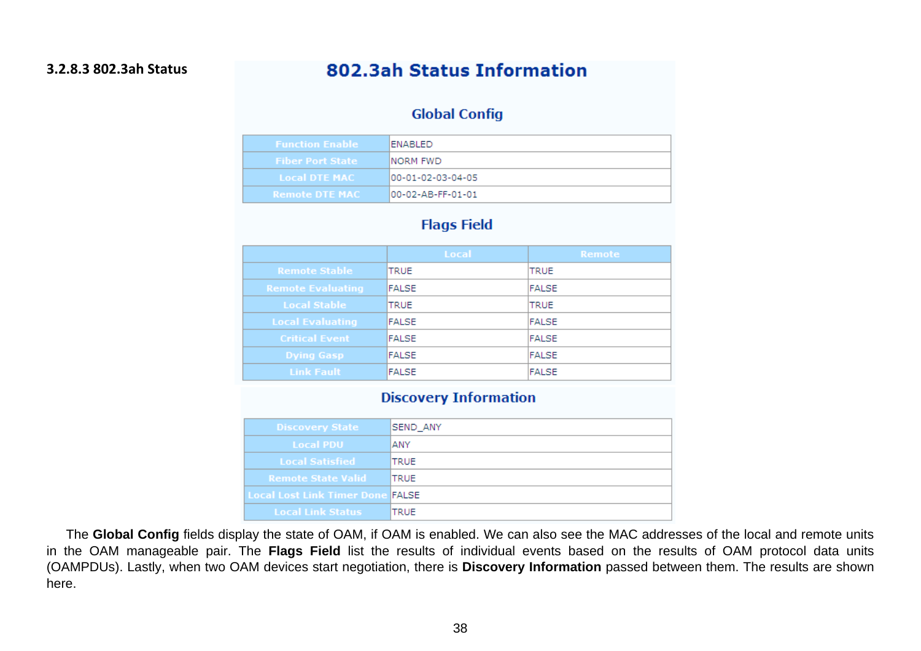### 3.2.8.3 802.3ah Status

## 802.3ah Status Information

### Global Config

| | |
|---|---|
| Function Enable | ENABLED |
| Fiber Port State | NORM FWD |
| Local DTE MAC | 00-01-02-03-04-05 |
| Remote DTE MAC | 00-02-AB-FF-01-01 |

### Flags Field

| | Local | Remote |
|---|---|---|
| Remote Stable | TRUE | TRUE |
| Remote Evaluating | FALSE | FALSE |
| Local Stable | TRUE | TRUE |
| Local Evaluating | FALSE | FALSE |
| Critical Event | FALSE | FALSE |
| Dying Gasp | FALSE | FALSE |
| Link Fault | FALSE | FALSE |

### Discovery Information

| | |
|---|---|
| Discovery State | SEND_ANY |
| Local PDU | ANY |
| Local Satisfied | TRUE |
| Remote State Valid | TRUE |
| Local Lost Link Timer Done | FALSE |
| Local Link Status | TRUE |

The **Global Config** fields display the state of OAM, if OAM is enabled. We can also see the MAC addresses of the local and remote units in the OAM manageable pair. The **Flags Field** list the results of individual events based on the results of OAM protocol data units (OAMPDUs). Lastly, when two OAM devices start negotiation, there is **Discovery Information** passed between them. The results are shown here.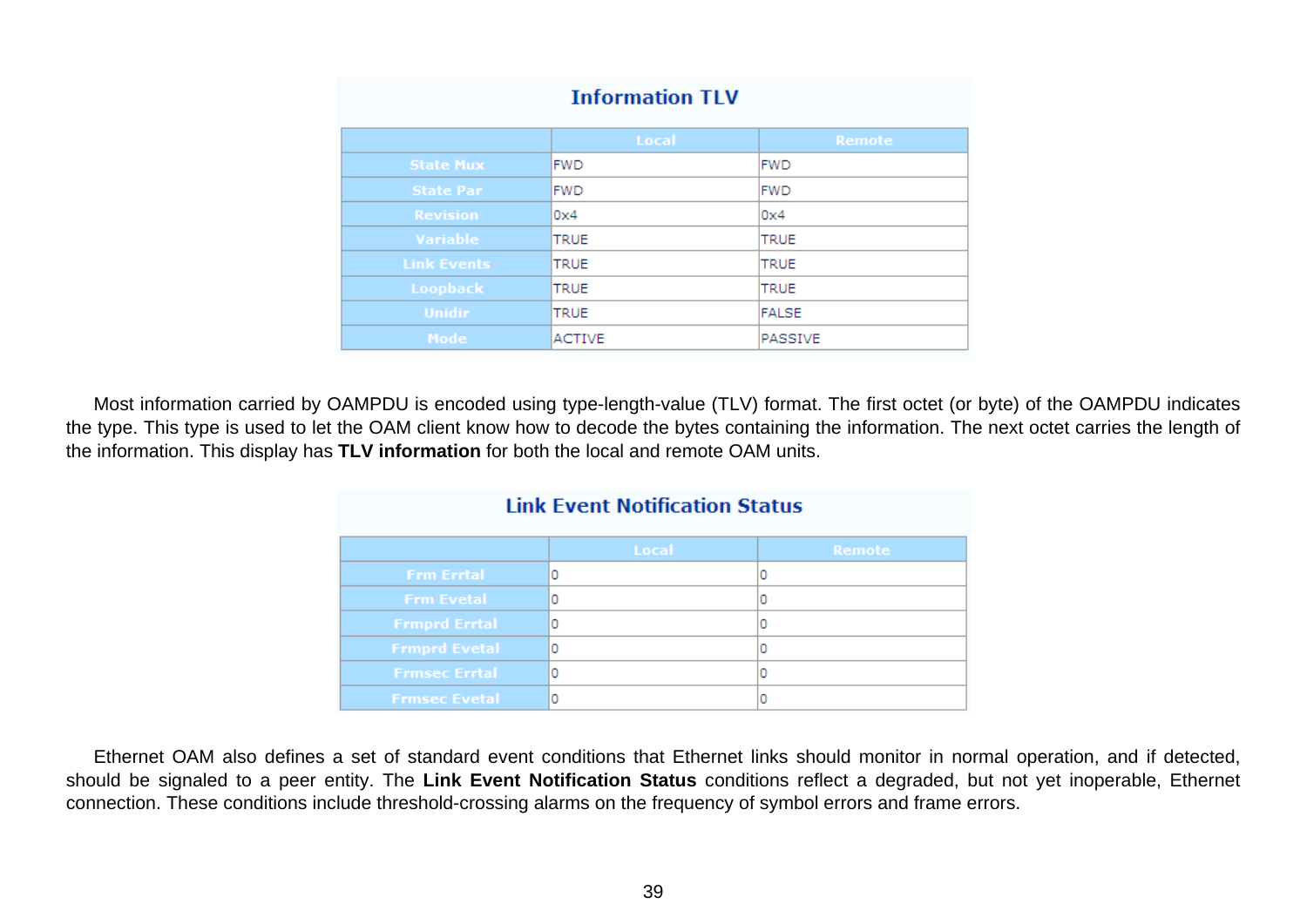**Information TLV**

| | Local | Remote |
|---|---|---|
| State Mux | FWD | FWD |
| State Par | FWD | FWD |
| Revision | 0x4 | 0x4 |
| Variable | TRUE | TRUE |
| Link Events | TRUE | TRUE |
| Loopback | TRUE | TRUE |
| Unidir | TRUE | FALSE |
| Mode | ACTIVE | PASSIVE |

Most information carried by OAMPDU is encoded using type-length-value (TLV) format. The first octet (or byte) of the OAMPDU indicates the type. This type is used to let the OAM client know how to decode the bytes containing the information. The next octet carries the length of the information. This display has **TLV information** for both the local and remote OAM units.

**Link Event Notification Status**

| | Local | Remote |
|---|---|---|
| Frm Errtal | 0 | 0 |
| Frm Evetal | 0 | 0 |
| Frmprd Errtal | 0 | 0 |
| Frmprd Evetal | 0 | 0 |
| Frmsec Errtal | 0 | 0 |
| Frmsec Evetal | 0 | 0 |

Ethernet OAM also defines a set of standard event conditions that Ethernet links should monitor in normal operation, and if detected, should be signaled to a peer entity. The **Link Event Notification Status** conditions reflect a degraded, but not yet inoperable, Ethernet connection. These conditions include threshold-crossing alarms on the frequency of symbol errors and frame errors.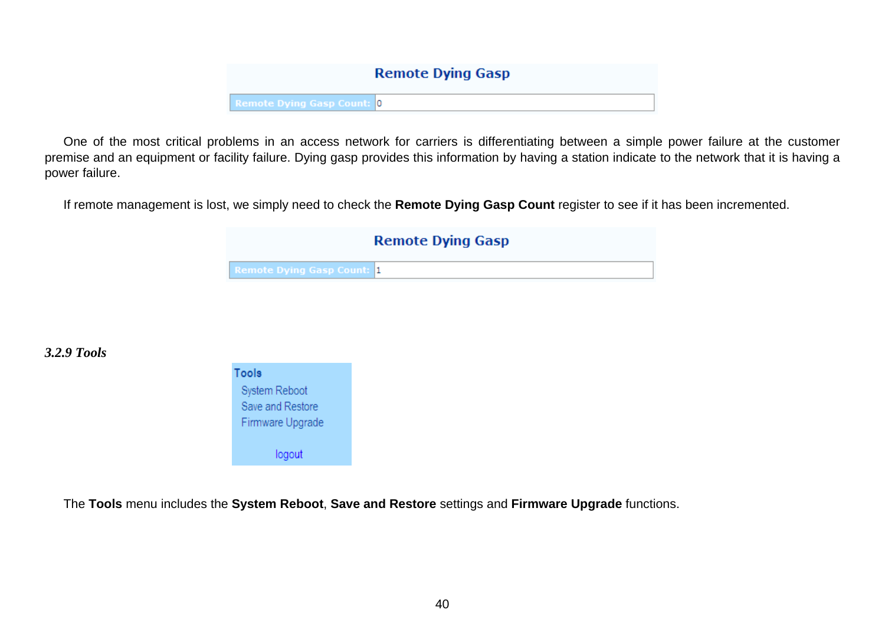**Remote Dying Gasp**

| Remote Dying Gasp Count: | 0 |
|---|---|

One of the most critical problems in an access network for carriers is differentiating between a simple power failure at the customer premise and an equipment or facility failure. Dying gasp provides this information by having a station indicate to the network that it is having a power failure.

If remote management is lost, we simply need to check the **Remote Dying Gasp Count** register to see if it has been incremented.

**Remote Dying Gasp**

| Remote Dying Gasp Count: | 1 |
|---|---|

### *3.2.9 Tools*

**Tools**
- System Reboot
- Save and Restore
- Firmware Upgrade

logout

The **Tools** menu includes the **System Reboot**, **Save and Restore** settings and **Firmware Upgrade** functions.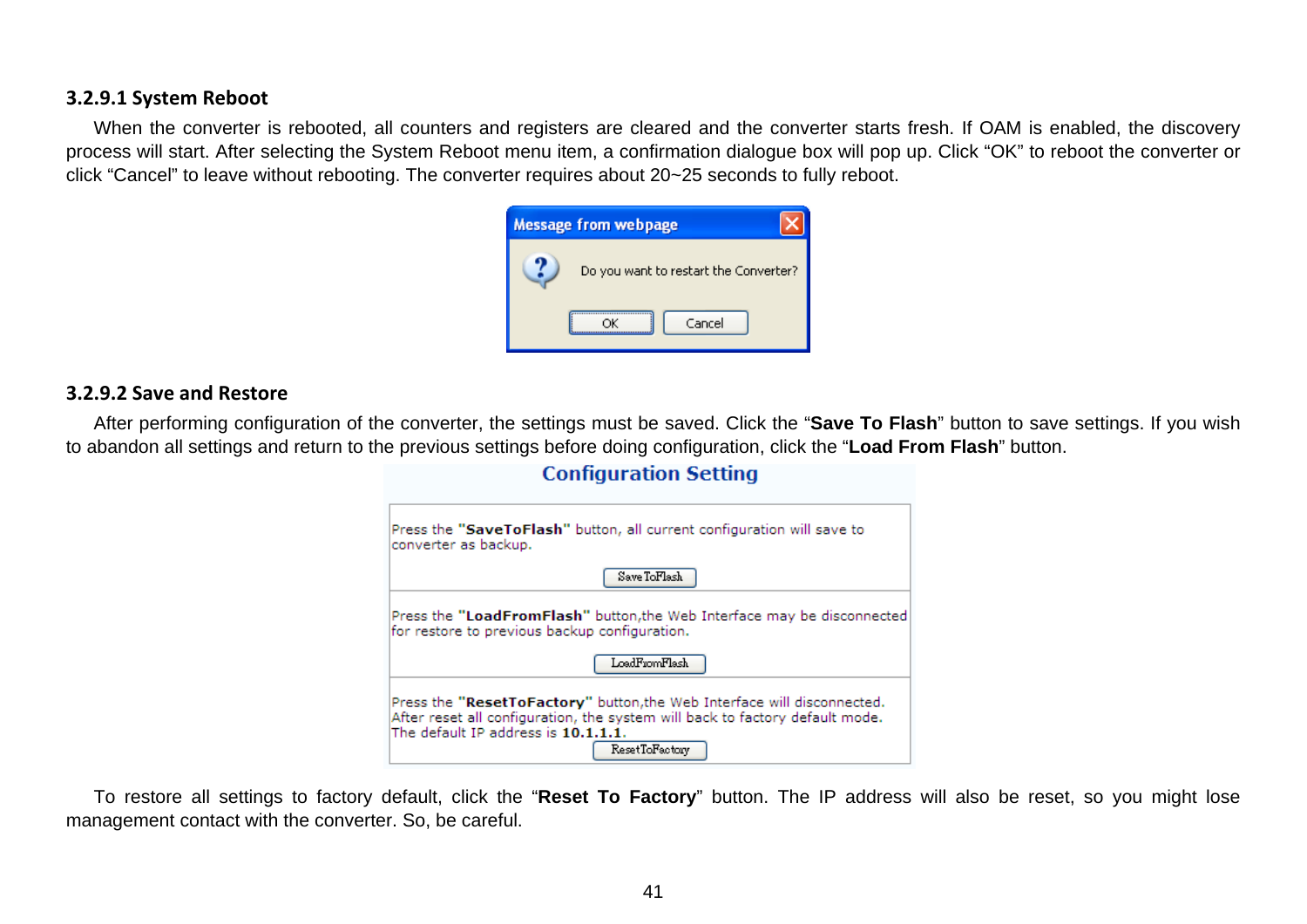### 3.2.9.1 System Reboot

When the converter is rebooted, all counters and registers are cleared and the converter starts fresh. If OAM is enabled, the discovery process will start. After selecting the System Reboot menu item, a confirmation dialogue box will pop up. Click "OK" to reboot the converter or click "Cancel" to leave without rebooting. The converter requires about 20~25 seconds to fully reboot.

### 3.2.9.2 Save and Restore

After performing configuration of the converter, the settings must be saved. Click the "**Save To Flash**" button to save settings. If you wish to abandon all settings and return to the previous settings before doing configuration, click the "**Load From Flash**" button.

To restore all settings to factory default, click the "**Reset To Factory**" button. The IP address will also be reset, so you might lose management contact with the converter. So, be careful.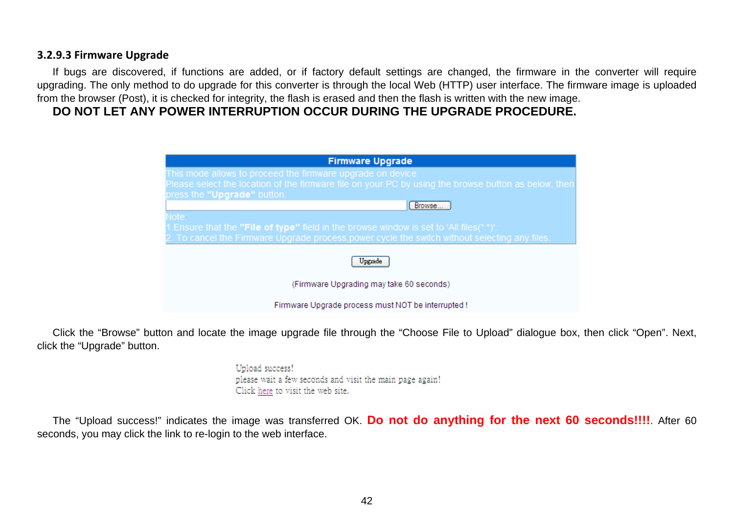### 3.2.9.3 Firmware Upgrade

If bugs are discovered, if functions are added, or if factory default settings are changed, the firmware in the converter will require upgrading. The only method to do upgrade for this converter is through the local Web (HTTP) user interface. The firmware image is uploaded from the browser (Post), it is checked for integrity, the flash is erased and then the flash is written with the new image.

**DO NOT LET ANY POWER INTERRUPTION OCCUR DURING THE UPGRADE PROCEDURE.**

**Firmware Upgrade**

This mode allows to proceed the firmware upgrade on device.
Please select the location of the firmware file on your PC by using the browse button as below, then press the **"Upgrade"** button.

[ ] Browse...

Note:
1.Ensure that the **"File of type"** field in the browse window is set to 'All files(*.*)'.
2. To cancel the Firmware Upgrade process,power cycle the switch without selecting any files.

Upgrade

(Firmware Upgrading may take 60 seconds)

Firmware Upgrade process must NOT be interrupted !

Click the “Browse” button and locate the image upgrade file through the “Choose File to Upload” dialogue box, then click “Open”. Next, click the “Upgrade” button.

Upload success!
please wait a few seconds and visit the main page again!
Click here to visit the web site.

The “Upload success!” indicates the image was transferred OK. **Do not do anything for the next 60 seconds!!!!**. After 60 seconds, you may click the link to re-login to the web interface.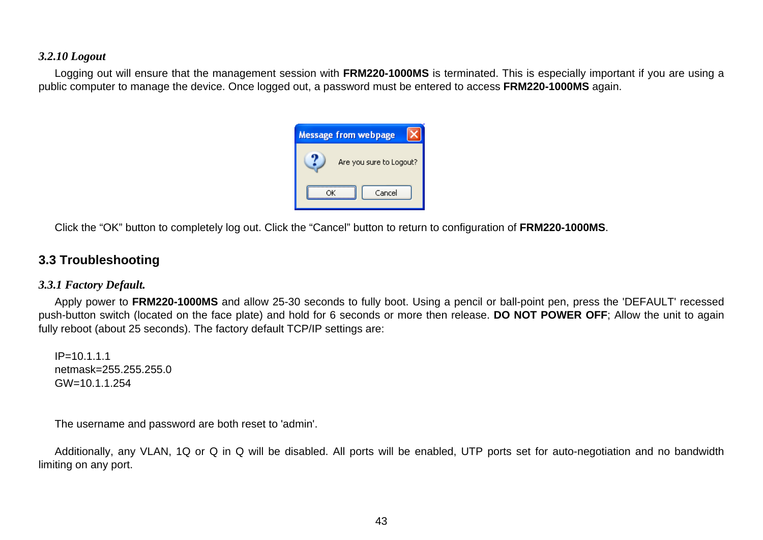### *3.2.10 Logout*

Logging out will ensure that the management session with **FRM220-1000MS** is terminated. This is especially important if you are using a public computer to manage the device. Once logged out, a password must be entered to access **FRM220-1000MS** again.

Click the "OK" button to completely log out. Click the "Cancel" button to return to configuration of **FRM220-1000MS**.

## 3.3 Troubleshooting

### *3.3.1 Factory Default.*

Apply power to **FRM220-1000MS** and allow 25-30 seconds to fully boot. Using a pencil or ball-point pen, press the 'DEFAULT' recessed push-button switch (located on the face plate) and hold for 6 seconds or more then release. **DO NOT POWER OFF**; Allow the unit to again fully reboot (about 25 seconds). The factory default TCP/IP settings are:

IP=10.1.1.1
netmask=255.255.255.0
GW=10.1.1.254

The username and password are both reset to 'admin'.

Additionally, any VLAN, 1Q or Q in Q will be disabled. All ports will be enabled, UTP ports set for auto-negotiation and no bandwidth limiting on any port.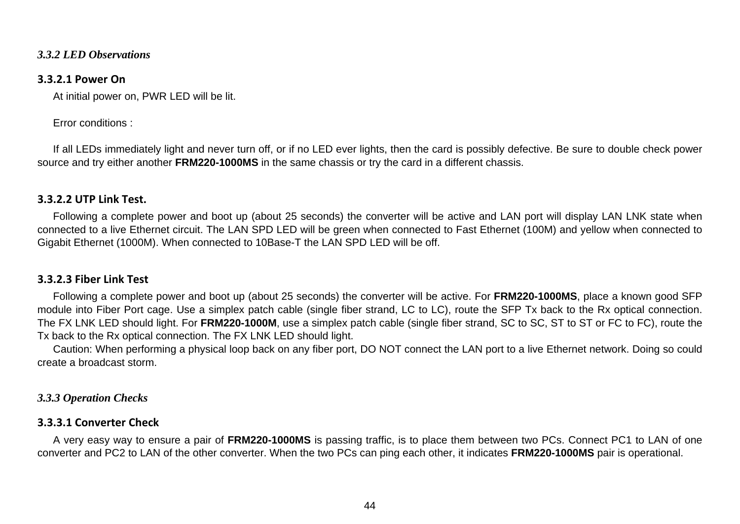### *3.3.2 LED Observations*

#### 3.3.2.1 Power On

At initial power on, PWR LED will be lit.

Error conditions :

If all LEDs immediately light and never turn off, or if no LED ever lights, then the card is possibly defective. Be sure to double check power source and try either another **FRM220-1000MS** in the same chassis or try the card in a different chassis.

#### 3.3.2.2 UTP Link Test.

Following a complete power and boot up (about 25 seconds) the converter will be active and LAN port will display LAN LNK state when connected to a live Ethernet circuit. The LAN SPD LED will be green when connected to Fast Ethernet (100M) and yellow when connected to Gigabit Ethernet (1000M). When connected to 10Base-T the LAN SPD LED will be off.

#### 3.3.2.3 Fiber Link Test

Following a complete power and boot up (about 25 seconds) the converter will be active. For **FRM220-1000MS**, place a known good SFP module into Fiber Port cage. Use a simplex patch cable (single fiber strand, LC to LC), route the SFP Tx back to the Rx optical connection. The FX LNK LED should light. For **FRM220-1000M**, use a simplex patch cable (single fiber strand, SC to SC, ST to ST or FC to FC), route the Tx back to the Rx optical connection. The FX LNK LED should light.

Caution: When performing a physical loop back on any fiber port, DO NOT connect the LAN port to a live Ethernet network. Doing so could create a broadcast storm.

### *3.3.3 Operation Checks*

#### 3.3.3.1 Converter Check

A very easy way to ensure a pair of **FRM220-1000MS** is passing traffic, is to place them between two PCs. Connect PC1 to LAN of one converter and PC2 to LAN of the other converter. When the two PCs can ping each other, it indicates **FRM220-1000MS** pair is operational.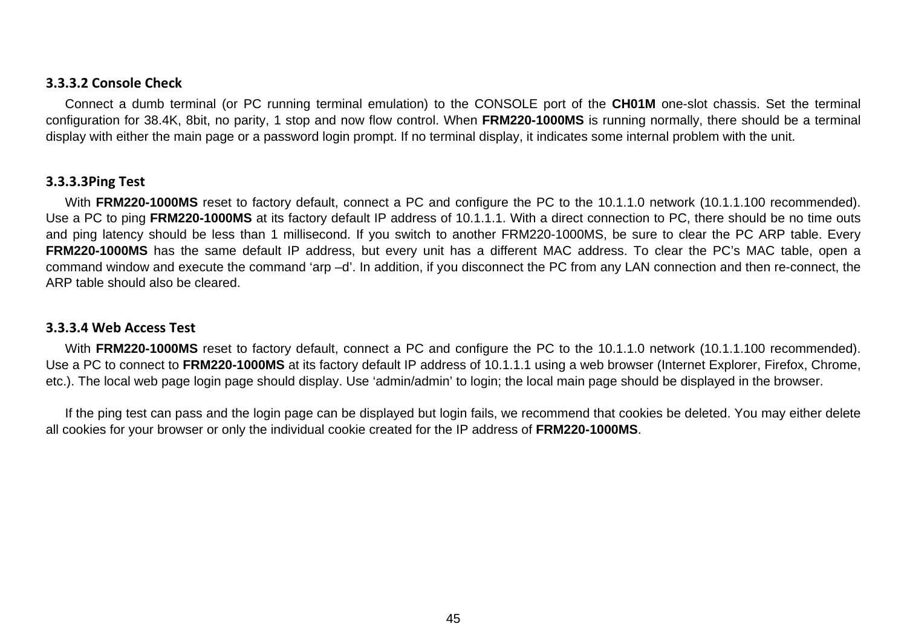#### 3.3.3.2 Console Check

Connect a dumb terminal (or PC running terminal emulation) to the CONSOLE port of the **CH01M** one-slot chassis. Set the terminal configuration for 38.4K, 8bit, no parity, 1 stop and now flow control. When **FRM220-1000MS** is running normally, there should be a terminal display with either the main page or a password login prompt. If no terminal display, it indicates some internal problem with the unit.

#### 3.3.3.3Ping Test

With **FRM220-1000MS** reset to factory default, connect a PC and configure the PC to the 10.1.1.0 network (10.1.1.100 recommended). Use a PC to ping **FRM220-1000MS** at its factory default IP address of 10.1.1.1. With a direct connection to PC, there should be no time outs and ping latency should be less than 1 millisecond. If you switch to another FRM220-1000MS, be sure to clear the PC ARP table. Every **FRM220-1000MS** has the same default IP address, but every unit has a different MAC address. To clear the PC's MAC table, open a command window and execute the command 'arp –d'. In addition, if you disconnect the PC from any LAN connection and then re-connect, the ARP table should also be cleared.

#### 3.3.3.4 Web Access Test

With **FRM220-1000MS** reset to factory default, connect a PC and configure the PC to the 10.1.1.0 network (10.1.1.100 recommended). Use a PC to connect to **FRM220-1000MS** at its factory default IP address of 10.1.1.1 using a web browser (Internet Explorer, Firefox, Chrome, etc.). The local web page login page should display. Use 'admin/admin' to login; the local main page should be displayed in the browser.

If the ping test can pass and the login page can be displayed but login fails, we recommend that cookies be deleted. You may either delete all cookies for your browser or only the individual cookie created for the IP address of **FRM220-1000MS**.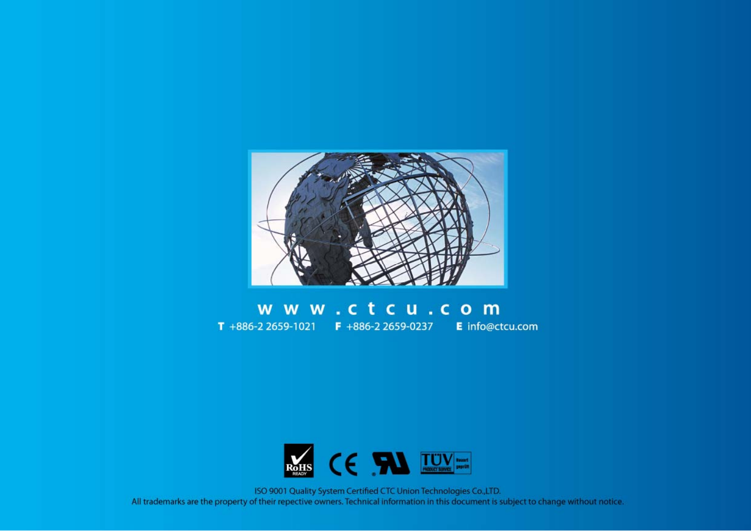www.ctcu.com

**T** +886-2 2659-1021 **F** +886-2 2659-0237 **E** info@ctcu.com

ISO 9001 Quality System Certified CTC Union Technologies Co.,LTD.

All trademarks are the property of their repective owners. Technical information in this document is subject to change without notice.